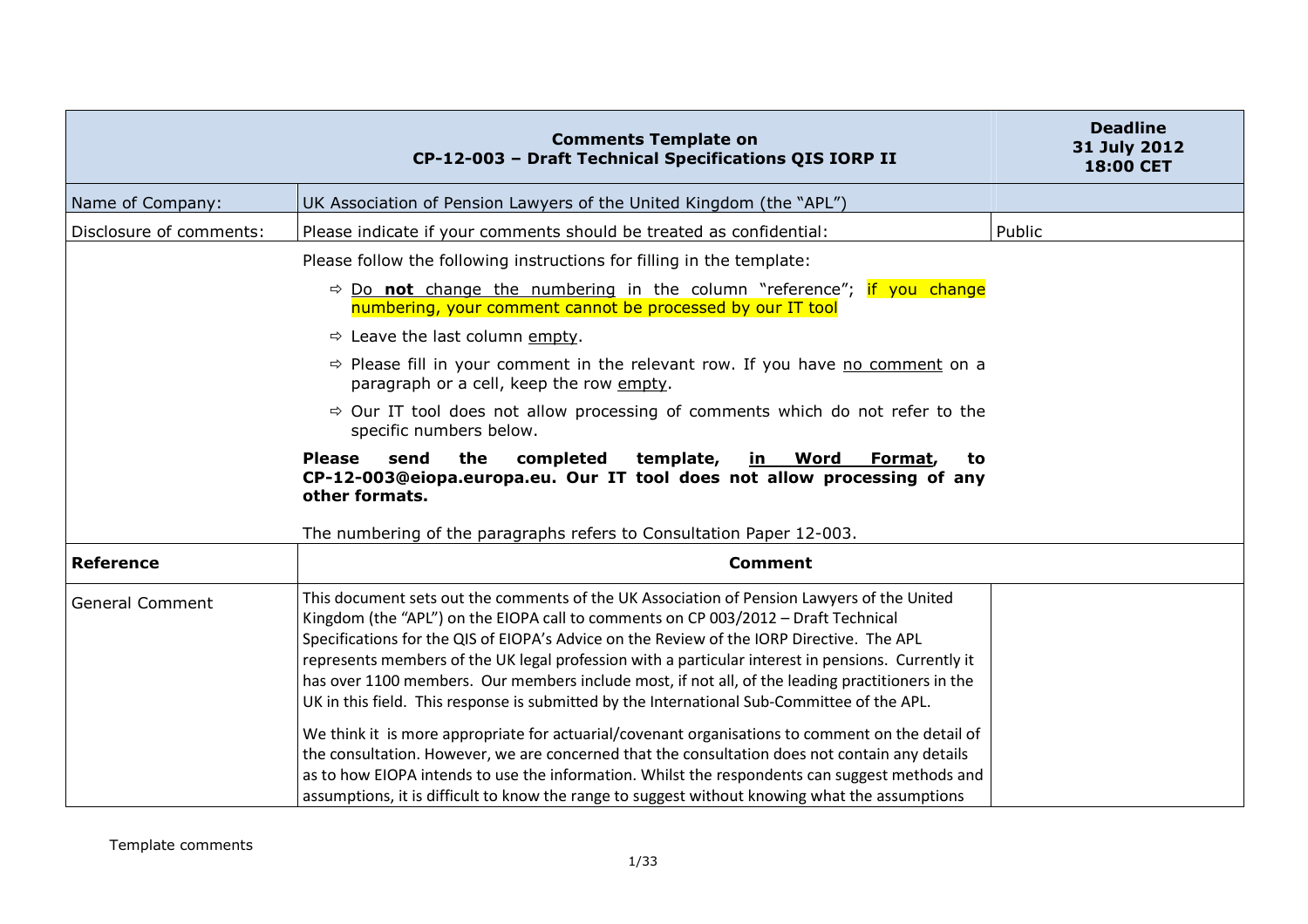| Comments Template on CP-12-003 – Draft Technical Specifications QIS IORP II | | Deadline 31 July 2012 18:00 CET |
|---|---|---|
| Name of Company: | UK Association of Pension Lawyers of the United Kingdom (the "APL") | |
| Disclosure of comments: | Please indicate if your comments should be treated as confidential: | Public |
| | Please follow the following instructions for filling in the template:<br>⇨ Do **not** change the numbering in the column "reference"; if you change numbering, your comment cannot be processed by our IT tool<br>⇨ Leave the last column empty.<br>⇨ Please fill in your comment in the relevant row. If you have no comment on a paragraph or a cell, keep the row empty.<br>⇨ Our IT tool does not allow processing of comments which do not refer to the specific numbers below.<br>**Please send the completed template, in Word Format, to CP-12-003@eiopa.europa.eu. Our IT tool does not allow processing of any other formats.**<br>The numbering of the paragraphs refers to Consultation Paper 12-003. | |
| **Reference** | **Comment** | |
| General Comment | This document sets out the comments of the UK Association of Pension Lawyers of the United Kingdom (the "APL") on the EIOPA call to comments on CP 003/2012 – Draft Technical Specifications for the QIS of EIOPA's Advice on the Review of the IORP Directive. The APL represents members of the UK legal profession with a particular interest in pensions. Currently it has over 1100 members. Our members include most, if not all, of the leading practitioners in the UK in this field. This response is submitted by the International Sub-Committee of the APL.<br><br>We think it is more appropriate for actuarial/covenant organisations to comment on the detail of the consultation. However, we are concerned that the consultation does not contain any details as to how EIOPA intends to use the information. Whilst the respondents can suggest methods and assumptions, it is difficult to know the range to suggest without knowing what the assumptions | |

Template comments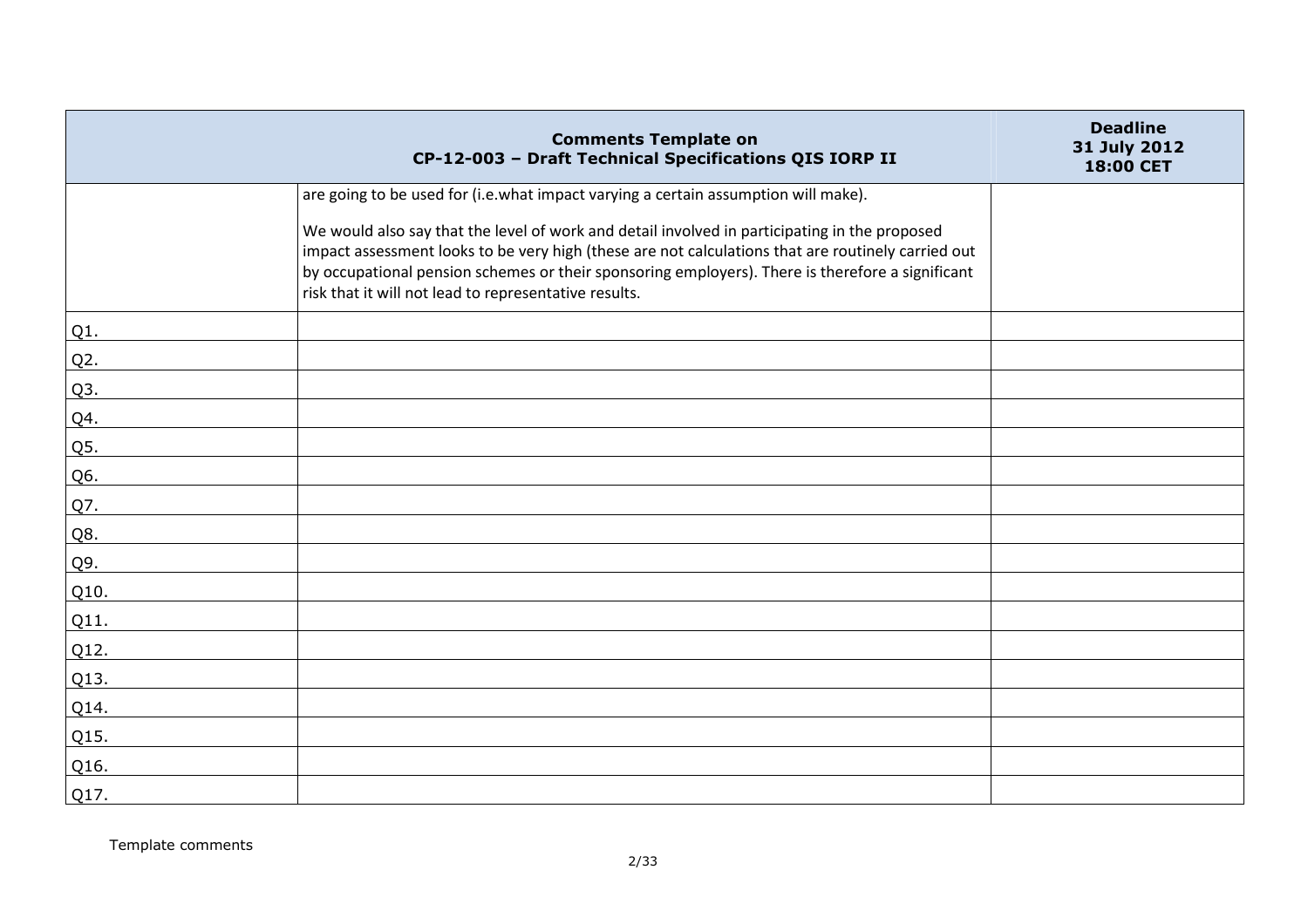| Comments Template on CP-12-003 – Draft Technical Specifications QIS IORP II | | Deadline 31 July 2012 18:00 CET |
|---|---|---|
| | are going to be used for (i.e.what impact varying a certain assumption will make).<br><br>We would also say that the level of work and detail involved in participating in the proposed impact assessment looks to be very high (these are not calculations that are routinely carried out by occupational pension schemes or their sponsoring employers). There is therefore a significant risk that it will not lead to representative results. | |
| Q1. | | |
| Q2. | | |
| Q3. | | |
| Q4. | | |
| Q5. | | |
| Q6. | | |
| Q7. | | |
| Q8. | | |
| Q9. | | |
| Q10. | | |
| Q11. | | |
| Q12. | | |
| Q13. | | |
| Q14. | | |
| Q15. | | |
| Q16. | | |
| Q17. | | |

Template comments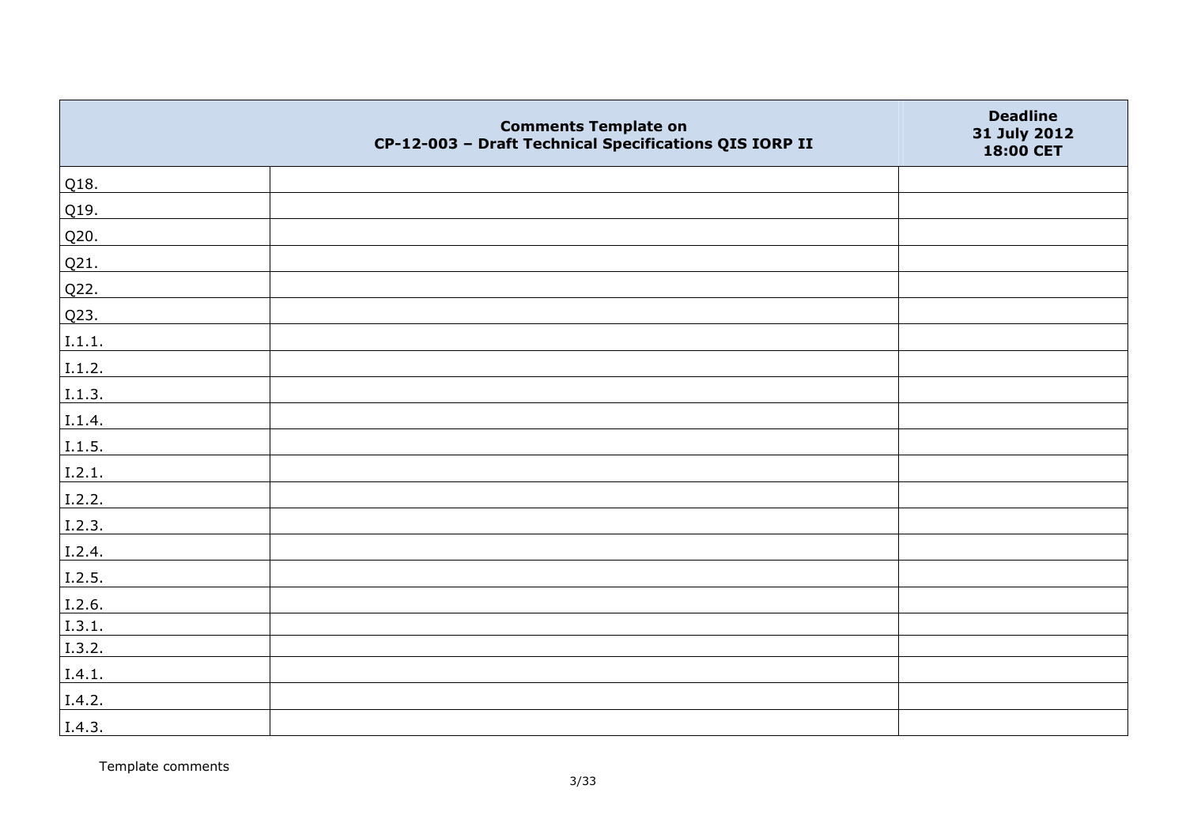| | Comments Template on CP-12-003 – Draft Technical Specifications QIS IORP II | Deadline 31 July 2012 18:00 CET |
|---|---|---|
| Q18. | | |
| Q19. | | |
| Q20. | | |
| Q21. | | |
| Q22. | | |
| Q23. | | |
| I.1.1. | | |
| I.1.2. | | |
| I.1.3. | | |
| I.1.4. | | |
| I.1.5. | | |
| I.2.1. | | |
| I.2.2. | | |
| I.2.3. | | |
| I.2.4. | | |
| I.2.5. | | |
| I.2.6. | | |
| I.3.1. | | |
| I.3.2. | | |
| I.4.1. | | |
| I.4.2. | | |
| I.4.3. | | |

Template comments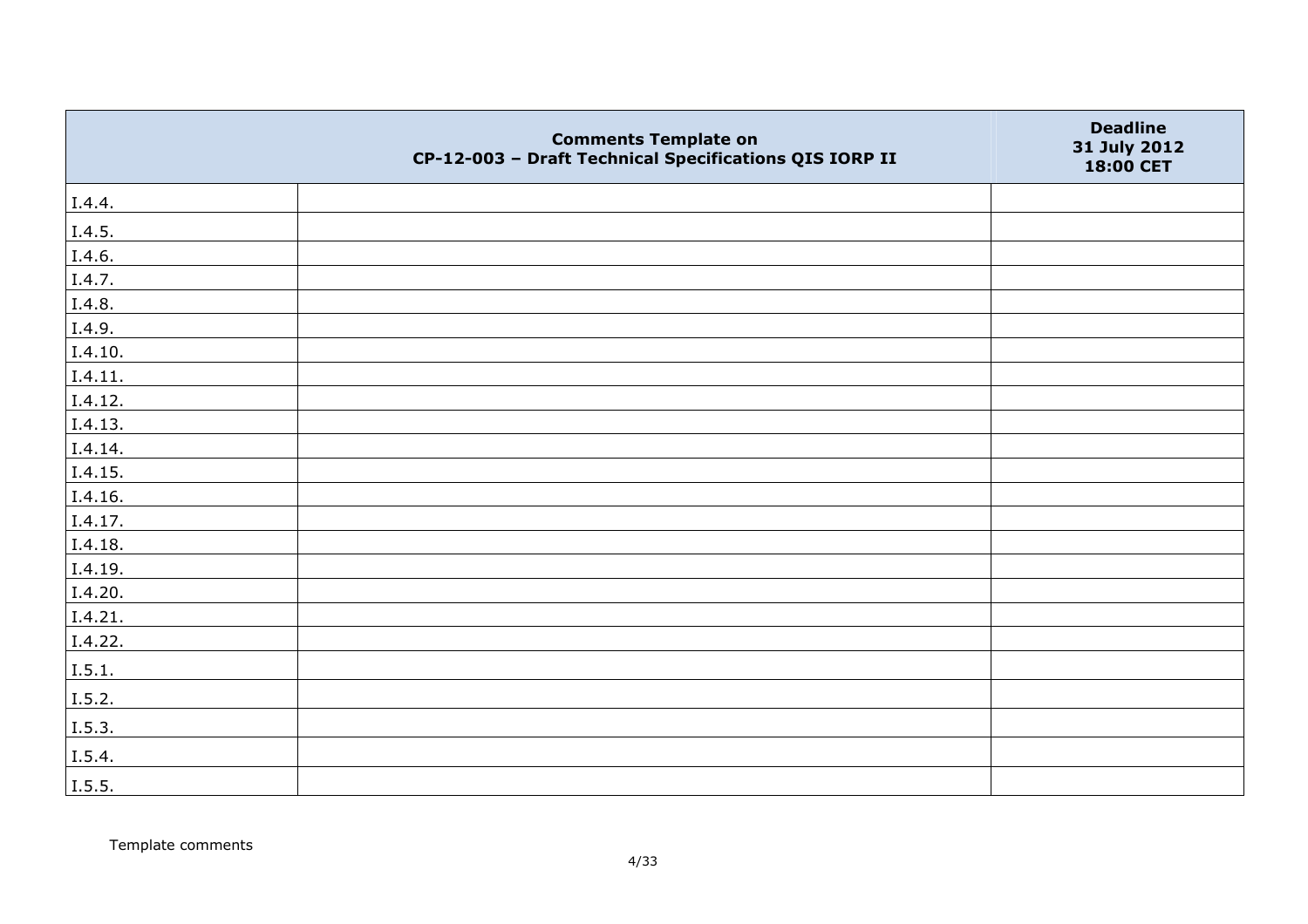| Comments Template on CP-12-003 – Draft Technical Specifications QIS IORP II | | Deadline 31 July 2012 18:00 CET |
|---|---|---|
| I.4.4. | | |
| I.4.5. | | |
| I.4.6. | | |
| I.4.7. | | |
| I.4.8. | | |
| I.4.9. | | |
| I.4.10. | | |
| I.4.11. | | |
| I.4.12. | | |
| I.4.13. | | |
| I.4.14. | | |
| I.4.15. | | |
| I.4.16. | | |
| I.4.17. | | |
| I.4.18. | | |
| I.4.19. | | |
| I.4.20. | | |
| I.4.21. | | |
| I.4.22. | | |
| I.5.1. | | |
| I.5.2. | | |
| I.5.3. | | |
| I.5.4. | | |
| I.5.5. | | |

Template comments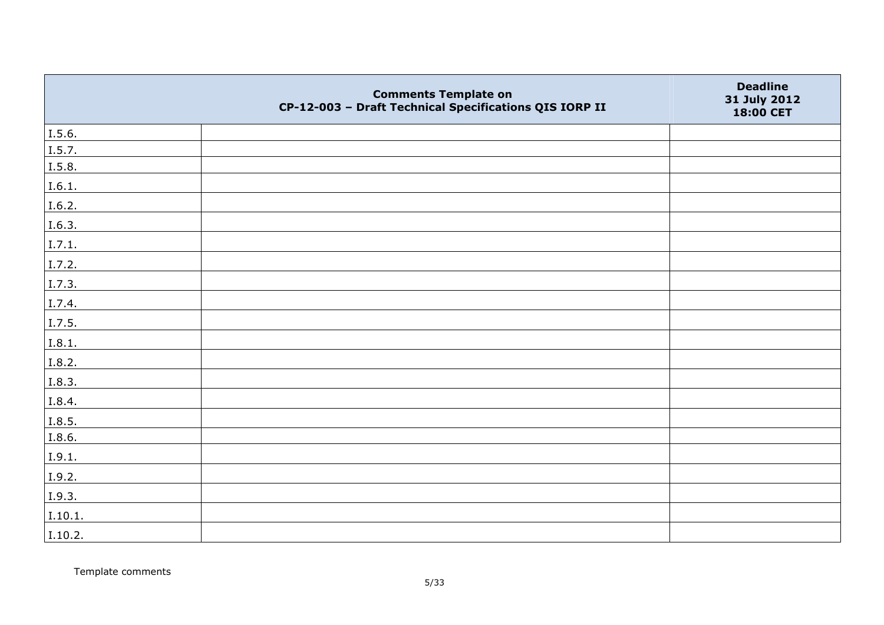| | Comments Template on CP-12-003 – Draft Technical Specifications QIS IORP II | Deadline 31 July 2012 18:00 CET |
|---|---|---|
| I.5.6. | | |
| I.5.7. | | |
| I.5.8. | | |
| I.6.1. | | |
| I.6.2. | | |
| I.6.3. | | |
| I.7.1. | | |
| I.7.2. | | |
| I.7.3. | | |
| I.7.4. | | |
| I.7.5. | | |
| I.8.1. | | |
| I.8.2. | | |
| I.8.3. | | |
| I.8.4. | | |
| I.8.5. | | |
| I.8.6. | | |
| I.9.1. | | |
| I.9.2. | | |
| I.9.3. | | |
| I.10.1. | | |
| I.10.2. | | |

Template comments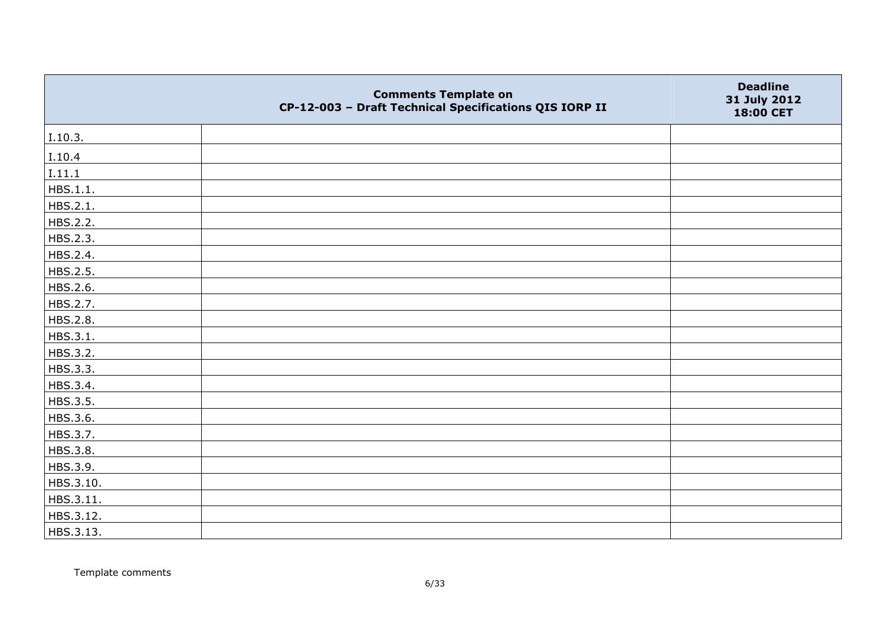| | Comments Template on CP-12-003 – Draft Technical Specifications QIS IORP II | Deadline 31 July 2012 18:00 CET |
|---|---|---|
| I.10.3. | | |
| I.10.4 | | |
| I.11.1 | | |
| HBS.1.1. | | |
| HBS.2.1. | | |
| HBS.2.2. | | |
| HBS.2.3. | | |
| HBS.2.4. | | |
| HBS.2.5. | | |
| HBS.2.6. | | |
| HBS.2.7. | | |
| HBS.2.8. | | |
| HBS.3.1. | | |
| HBS.3.2. | | |
| HBS.3.3. | | |
| HBS.3.4. | | |
| HBS.3.5. | | |
| HBS.3.6. | | |
| HBS.3.7. | | |
| HBS.3.8. | | |
| HBS.3.9. | | |
| HBS.3.10. | | |
| HBS.3.11. | | |
| HBS.3.12. | | |
| HBS.3.13. | | |

Template comments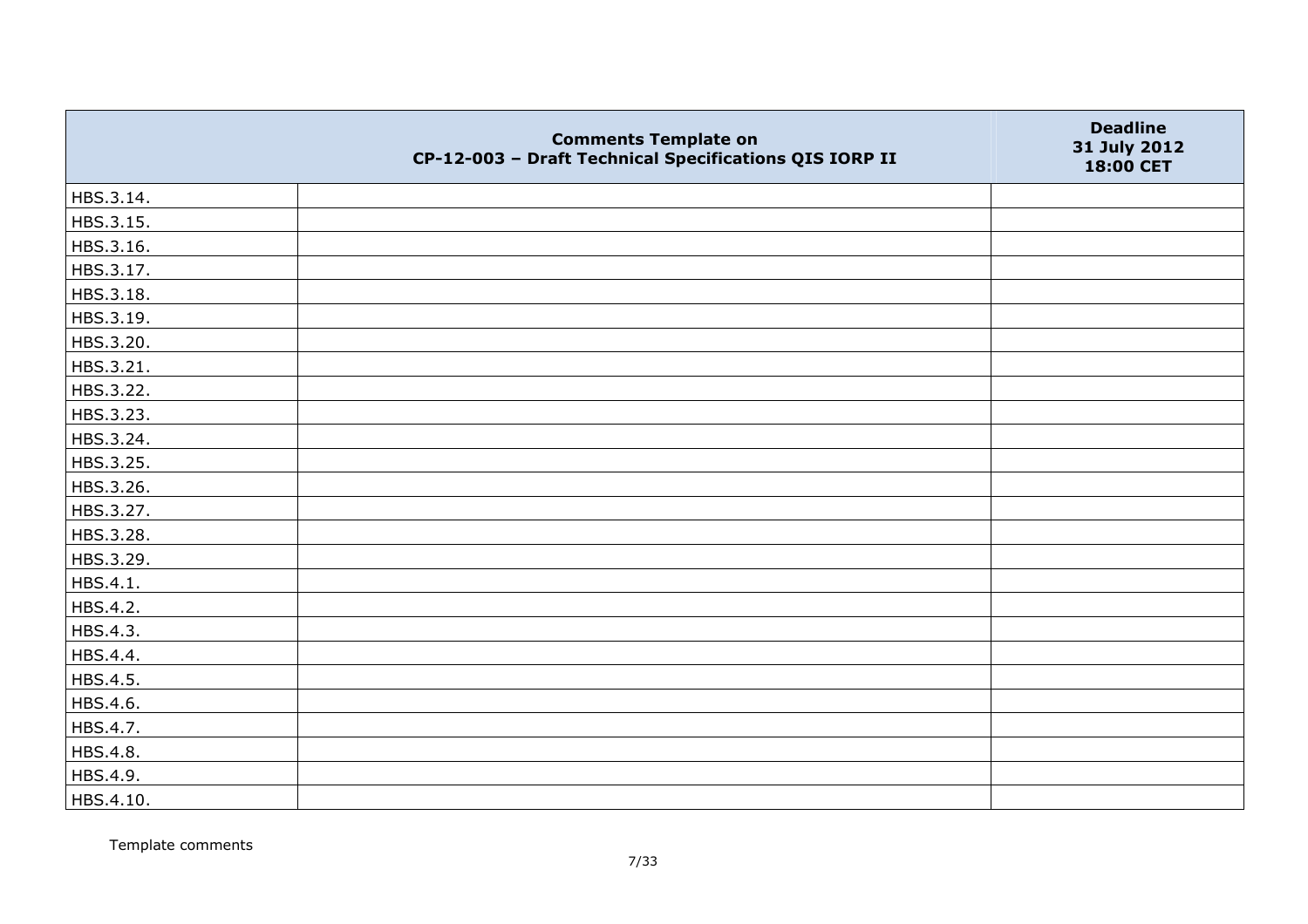| | Comments Template on CP-12-003 – Draft Technical Specifications QIS IORP II | Deadline 31 July 2012 18:00 CET |
|---|---|---|
| HBS.3.14. | | |
| HBS.3.15. | | |
| HBS.3.16. | | |
| HBS.3.17. | | |
| HBS.3.18. | | |
| HBS.3.19. | | |
| HBS.3.20. | | |
| HBS.3.21. | | |
| HBS.3.22. | | |
| HBS.3.23. | | |
| HBS.3.24. | | |
| HBS.3.25. | | |
| HBS.3.26. | | |
| HBS.3.27. | | |
| HBS.3.28. | | |
| HBS.3.29. | | |
| HBS.4.1. | | |
| HBS.4.2. | | |
| HBS.4.3. | | |
| HBS.4.4. | | |
| HBS.4.5. | | |
| HBS.4.6. | | |
| HBS.4.7. | | |
| HBS.4.8. | | |
| HBS.4.9. | | |
| HBS.4.10. | | |

Template comments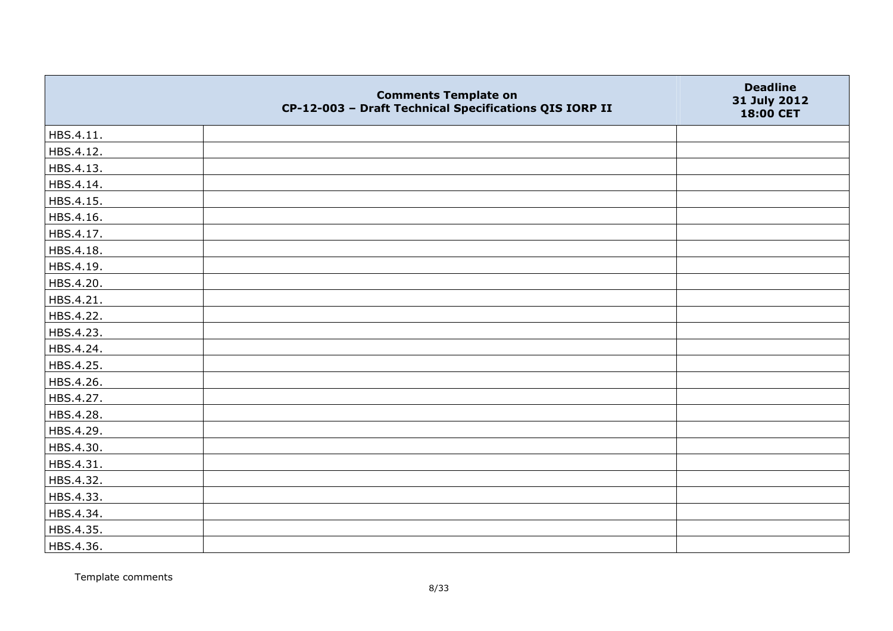| | Comments Template on CP-12-003 – Draft Technical Specifications QIS IORP II | Deadline 31 July 2012 18:00 CET |
|---|---|---|
| HBS.4.11. | | |
| HBS.4.12. | | |
| HBS.4.13. | | |
| HBS.4.14. | | |
| HBS.4.15. | | |
| HBS.4.16. | | |
| HBS.4.17. | | |
| HBS.4.18. | | |
| HBS.4.19. | | |
| HBS.4.20. | | |
| HBS.4.21. | | |
| HBS.4.22. | | |
| HBS.4.23. | | |
| HBS.4.24. | | |
| HBS.4.25. | | |
| HBS.4.26. | | |
| HBS.4.27. | | |
| HBS.4.28. | | |
| HBS.4.29. | | |
| HBS.4.30. | | |
| HBS.4.31. | | |
| HBS.4.32. | | |
| HBS.4.33. | | |
| HBS.4.34. | | |
| HBS.4.35. | | |
| HBS.4.36. | | |

Template comments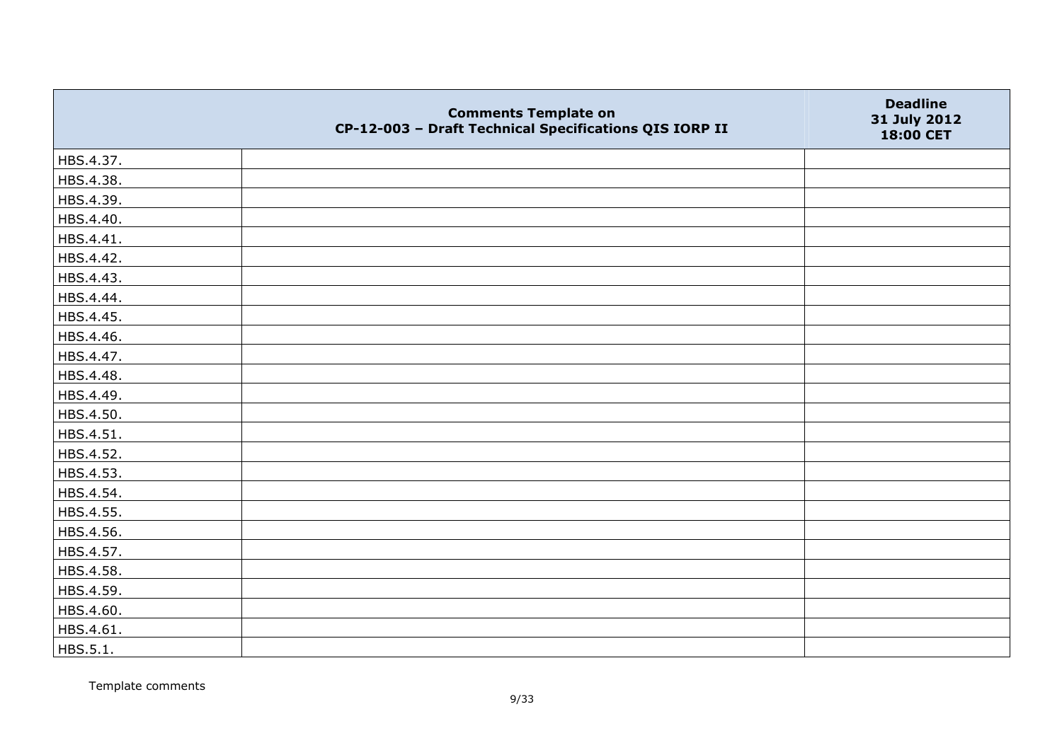|  | Comments Template on CP-12-003 – Draft Technical Specifications QIS IORP II | Deadline 31 July 2012 18:00 CET |
|---|---|---|
| HBS.4.37. |  |  |
| HBS.4.38. |  |  |
| HBS.4.39. |  |  |
| HBS.4.40. |  |  |
| HBS.4.41. |  |  |
| HBS.4.42. |  |  |
| HBS.4.43. |  |  |
| HBS.4.44. |  |  |
| HBS.4.45. |  |  |
| HBS.4.46. |  |  |
| HBS.4.47. |  |  |
| HBS.4.48. |  |  |
| HBS.4.49. |  |  |
| HBS.4.50. |  |  |
| HBS.4.51. |  |  |
| HBS.4.52. |  |  |
| HBS.4.53. |  |  |
| HBS.4.54. |  |  |
| HBS.4.55. |  |  |
| HBS.4.56. |  |  |
| HBS.4.57. |  |  |
| HBS.4.58. |  |  |
| HBS.4.59. |  |  |
| HBS.4.60. |  |  |
| HBS.4.61. |  |  |
| HBS.5.1. |  |  |

Template comments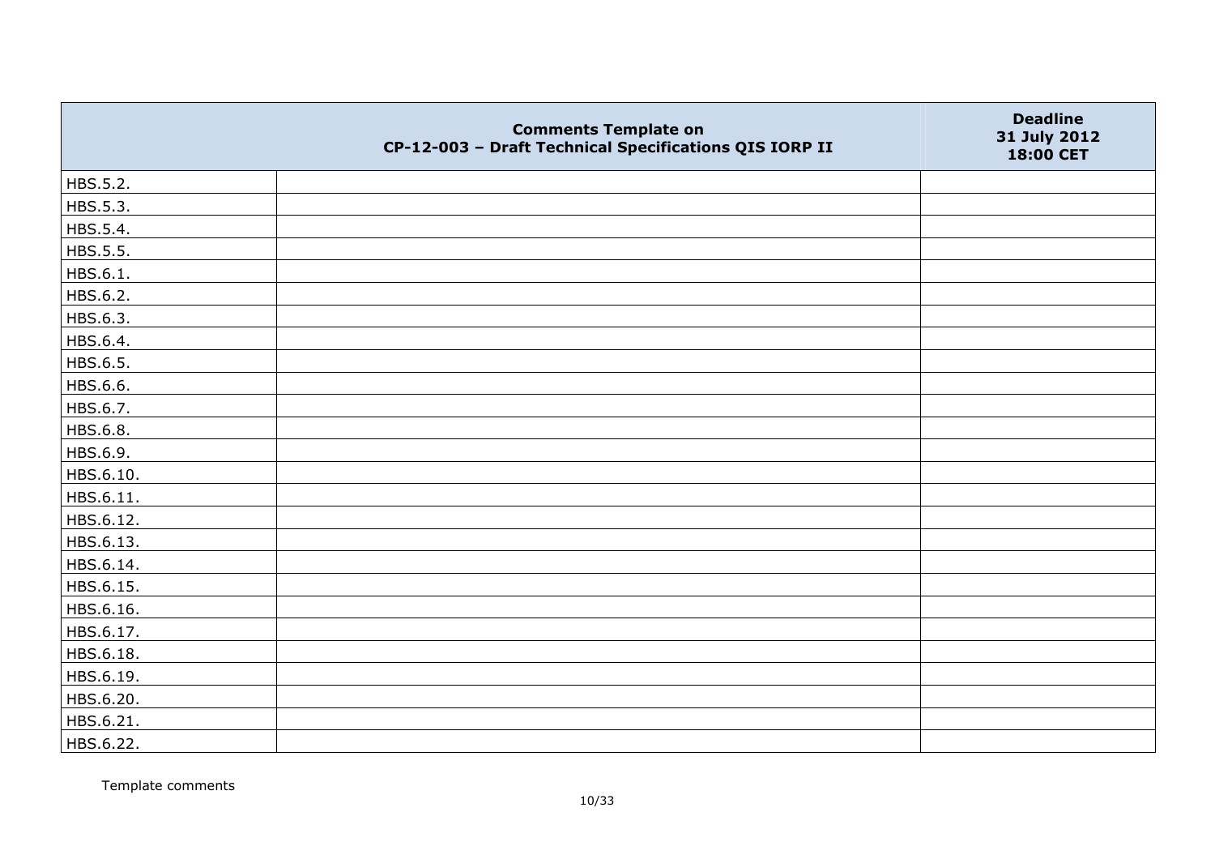| | Comments Template on CP-12-003 – Draft Technical Specifications QIS IORP II | Deadline 31 July 2012 18:00 CET |
|---|---|---|
| HBS.5.2. | | |
| HBS.5.3. | | |
| HBS.5.4. | | |
| HBS.5.5. | | |
| HBS.6.1. | | |
| HBS.6.2. | | |
| HBS.6.3. | | |
| HBS.6.4. | | |
| HBS.6.5. | | |
| HBS.6.6. | | |
| HBS.6.7. | | |
| HBS.6.8. | | |
| HBS.6.9. | | |
| HBS.6.10. | | |
| HBS.6.11. | | |
| HBS.6.12. | | |
| HBS.6.13. | | |
| HBS.6.14. | | |
| HBS.6.15. | | |
| HBS.6.16. | | |
| HBS.6.17. | | |
| HBS.6.18. | | |
| HBS.6.19. | | |
| HBS.6.20. | | |
| HBS.6.21. | | |
| HBS.6.22. | | |

Template comments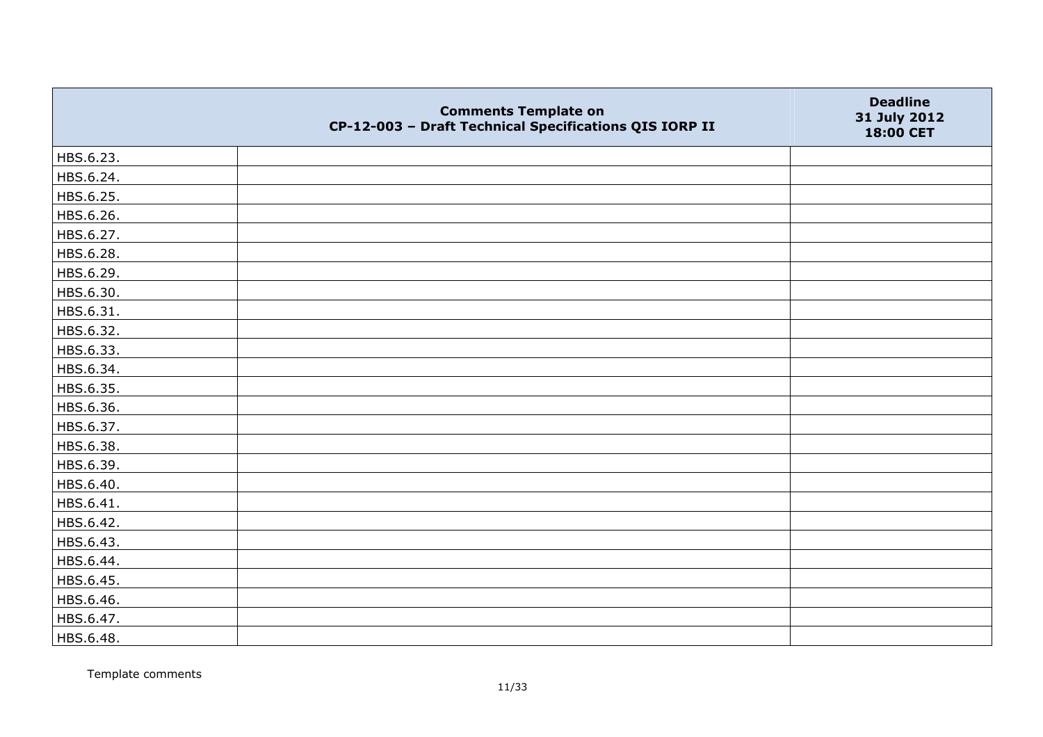| | Comments Template on CP-12-003 – Draft Technical Specifications QIS IORP II | Deadline 31 July 2012 18:00 CET |
|---|---|---|
| HBS.6.23. | | |
| HBS.6.24. | | |
| HBS.6.25. | | |
| HBS.6.26. | | |
| HBS.6.27. | | |
| HBS.6.28. | | |
| HBS.6.29. | | |
| HBS.6.30. | | |
| HBS.6.31. | | |
| HBS.6.32. | | |
| HBS.6.33. | | |
| HBS.6.34. | | |
| HBS.6.35. | | |
| HBS.6.36. | | |
| HBS.6.37. | | |
| HBS.6.38. | | |
| HBS.6.39. | | |
| HBS.6.40. | | |
| HBS.6.41. | | |
| HBS.6.42. | | |
| HBS.6.43. | | |
| HBS.6.44. | | |
| HBS.6.45. | | |
| HBS.6.46. | | |
| HBS.6.47. | | |
| HBS.6.48. | | |

Template comments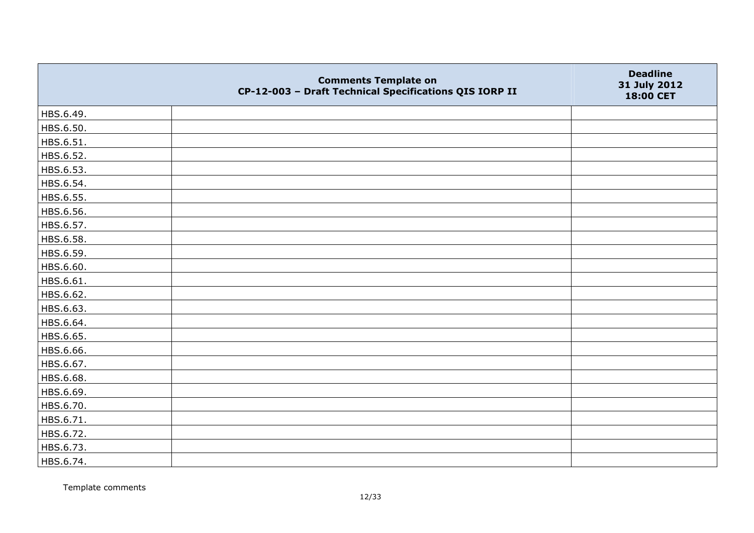| | Comments Template on CP-12-003 – Draft Technical Specifications QIS IORP II | Deadline 31 July 2012 18:00 CET |
|---|---|---|
| HBS.6.49. | | |
| HBS.6.50. | | |
| HBS.6.51. | | |
| HBS.6.52. | | |
| HBS.6.53. | | |
| HBS.6.54. | | |
| HBS.6.55. | | |
| HBS.6.56. | | |
| HBS.6.57. | | |
| HBS.6.58. | | |
| HBS.6.59. | | |
| HBS.6.60. | | |
| HBS.6.61. | | |
| HBS.6.62. | | |
| HBS.6.63. | | |
| HBS.6.64. | | |
| HBS.6.65. | | |
| HBS.6.66. | | |
| HBS.6.67. | | |
| HBS.6.68. | | |
| HBS.6.69. | | |
| HBS.6.70. | | |
| HBS.6.71. | | |
| HBS.6.72. | | |
| HBS.6.73. | | |
| HBS.6.74. | | |

Template comments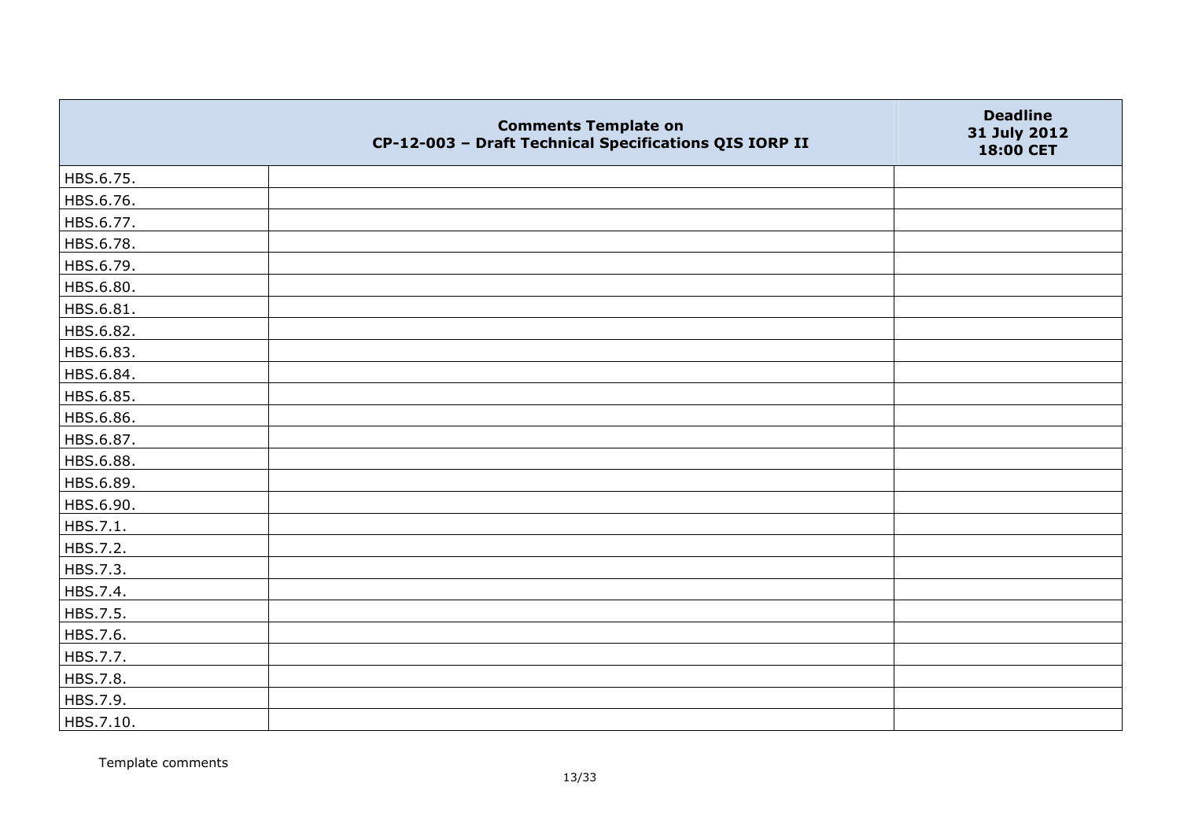| | Comments Template on CP-12-003 – Draft Technical Specifications QIS IORP II | Deadline 31 July 2012 18:00 CET |
|---|---|---|
| HBS.6.75. | | |
| HBS.6.76. | | |
| HBS.6.77. | | |
| HBS.6.78. | | |
| HBS.6.79. | | |
| HBS.6.80. | | |
| HBS.6.81. | | |
| HBS.6.82. | | |
| HBS.6.83. | | |
| HBS.6.84. | | |
| HBS.6.85. | | |
| HBS.6.86. | | |
| HBS.6.87. | | |
| HBS.6.88. | | |
| HBS.6.89. | | |
| HBS.6.90. | | |
| HBS.7.1. | | |
| HBS.7.2. | | |
| HBS.7.3. | | |
| HBS.7.4. | | |
| HBS.7.5. | | |
| HBS.7.6. | | |
| HBS.7.7. | | |
| HBS.7.8. | | |
| HBS.7.9. | | |
| HBS.7.10. | | |

Template comments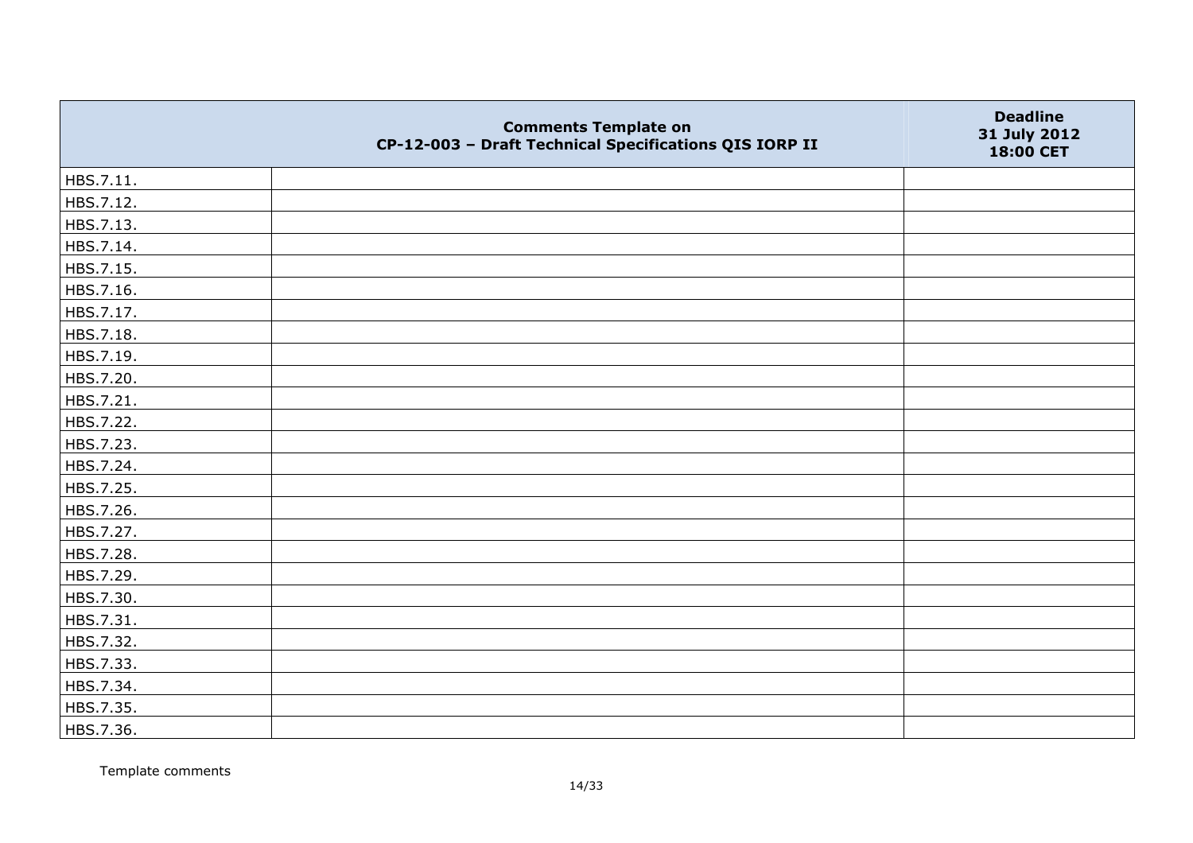| | Comments Template on CP-12-003 – Draft Technical Specifications QIS IORP II | Deadline 31 July 2012 18:00 CET |
|---|---|---|
| HBS.7.11. | | |
| HBS.7.12. | | |
| HBS.7.13. | | |
| HBS.7.14. | | |
| HBS.7.15. | | |
| HBS.7.16. | | |
| HBS.7.17. | | |
| HBS.7.18. | | |
| HBS.7.19. | | |
| HBS.7.20. | | |
| HBS.7.21. | | |
| HBS.7.22. | | |
| HBS.7.23. | | |
| HBS.7.24. | | |
| HBS.7.25. | | |
| HBS.7.26. | | |
| HBS.7.27. | | |
| HBS.7.28. | | |
| HBS.7.29. | | |
| HBS.7.30. | | |
| HBS.7.31. | | |
| HBS.7.32. | | |
| HBS.7.33. | | |
| HBS.7.34. | | |
| HBS.7.35. | | |
| HBS.7.36. | | |

Template comments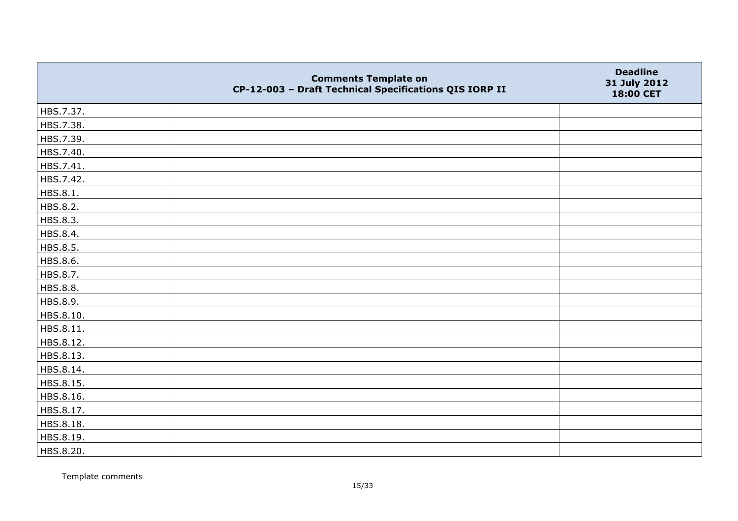| | Comments Template on CP-12-003 – Draft Technical Specifications QIS IORP II | Deadline 31 July 2012 18:00 CET |
|---|---|---|
| HBS.7.37. | | |
| HBS.7.38. | | |
| HBS.7.39. | | |
| HBS.7.40. | | |
| HBS.7.41. | | |
| HBS.7.42. | | |
| HBS.8.1. | | |
| HBS.8.2. | | |
| HBS.8.3. | | |
| HBS.8.4. | | |
| HBS.8.5. | | |
| HBS.8.6. | | |
| HBS.8.7. | | |
| HBS.8.8. | | |
| HBS.8.9. | | |
| HBS.8.10. | | |
| HBS.8.11. | | |
| HBS.8.12. | | |
| HBS.8.13. | | |
| HBS.8.14. | | |
| HBS.8.15. | | |
| HBS.8.16. | | |
| HBS.8.17. | | |
| HBS.8.18. | | |
| HBS.8.19. | | |
| HBS.8.20. | | |

Template comments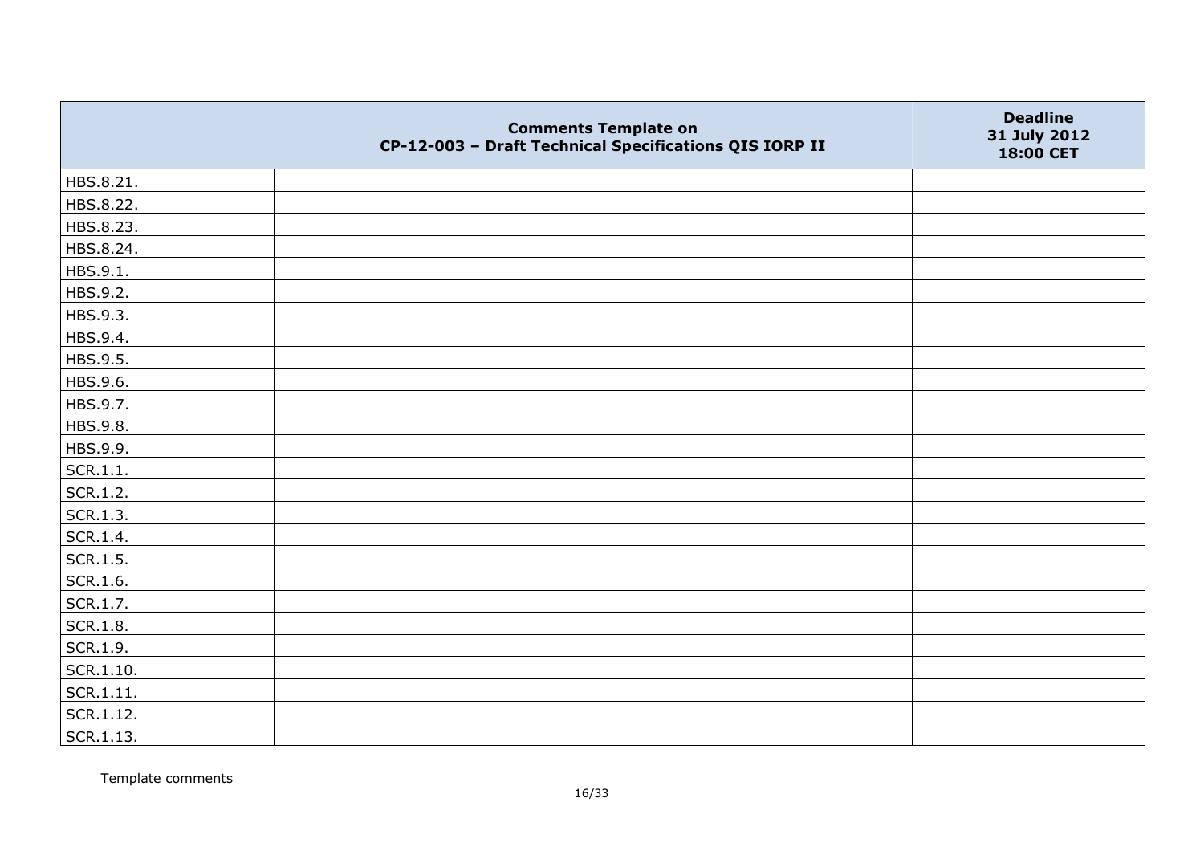| | Comments Template on CP-12-003 – Draft Technical Specifications QIS IORP II | Deadline 31 July 2012 18:00 CET |
|---|---|---|
| HBS.8.21. | | |
| HBS.8.22. | | |
| HBS.8.23. | | |
| HBS.8.24. | | |
| HBS.9.1. | | |
| HBS.9.2. | | |
| HBS.9.3. | | |
| HBS.9.4. | | |
| HBS.9.5. | | |
| HBS.9.6. | | |
| HBS.9.7. | | |
| HBS.9.8. | | |
| HBS.9.9. | | |
| SCR.1.1. | | |
| SCR.1.2. | | |
| SCR.1.3. | | |
| SCR.1.4. | | |
| SCR.1.5. | | |
| SCR.1.6. | | |
| SCR.1.7. | | |
| SCR.1.8. | | |
| SCR.1.9. | | |
| SCR.1.10. | | |
| SCR.1.11. | | |
| SCR.1.12. | | |
| SCR.1.13. | | |

Template comments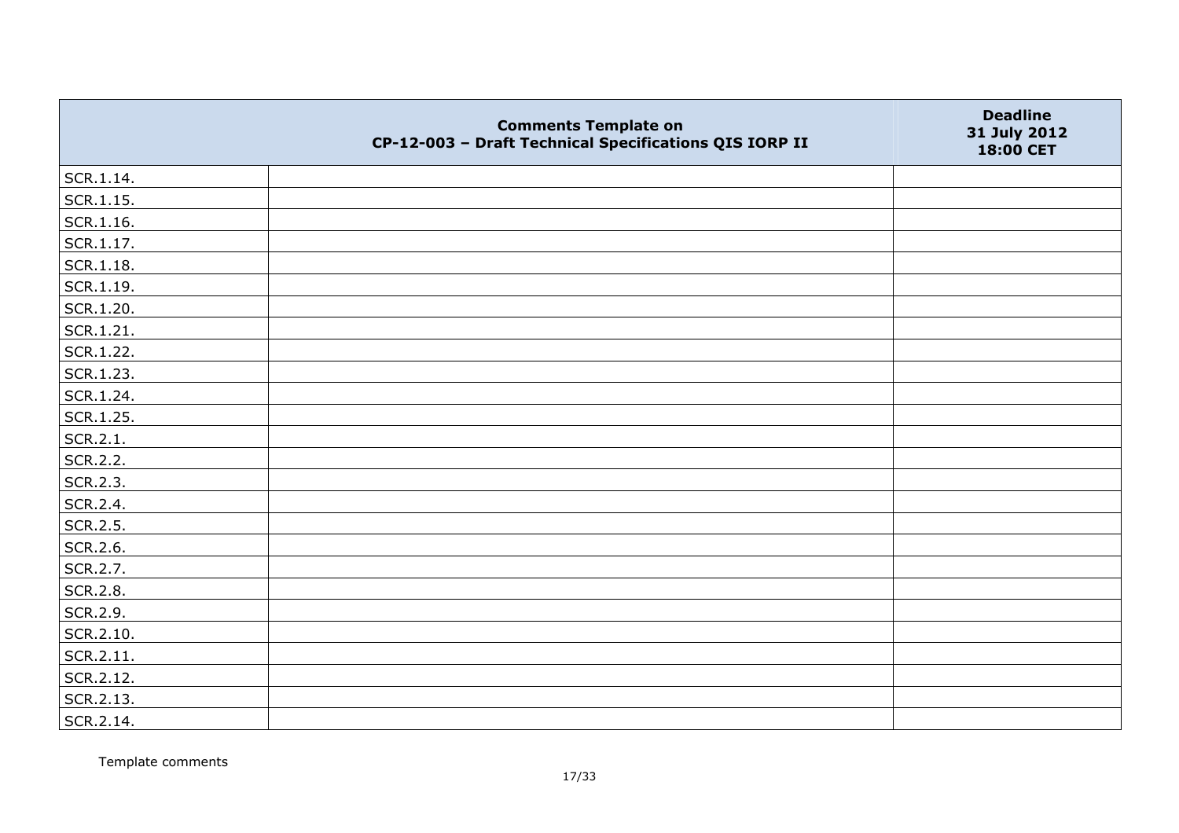|  | Comments Template on CP-12-003 – Draft Technical Specifications QIS IORP II | Deadline 31 July 2012 18:00 CET |
|---|---|---|
| SCR.1.14. |  |  |
| SCR.1.15. |  |  |
| SCR.1.16. |  |  |
| SCR.1.17. |  |  |
| SCR.1.18. |  |  |
| SCR.1.19. |  |  |
| SCR.1.20. |  |  |
| SCR.1.21. |  |  |
| SCR.1.22. |  |  |
| SCR.1.23. |  |  |
| SCR.1.24. |  |  |
| SCR.1.25. |  |  |
| SCR.2.1. |  |  |
| SCR.2.2. |  |  |
| SCR.2.3. |  |  |
| SCR.2.4. |  |  |
| SCR.2.5. |  |  |
| SCR.2.6. |  |  |
| SCR.2.7. |  |  |
| SCR.2.8. |  |  |
| SCR.2.9. |  |  |
| SCR.2.10. |  |  |
| SCR.2.11. |  |  |
| SCR.2.12. |  |  |
| SCR.2.13. |  |  |
| SCR.2.14. |  |  |

Template comments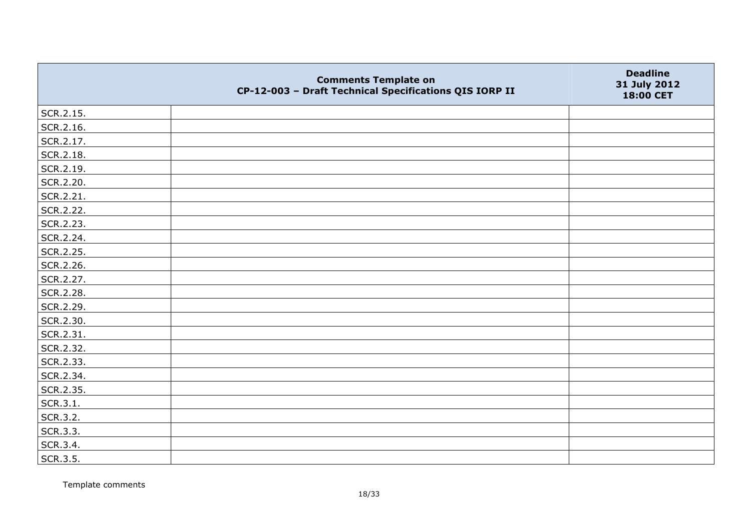|  | Comments Template on CP-12-003 – Draft Technical Specifications QIS IORP II | Deadline 31 July 2012 18:00 CET |
|---|---|---|
| SCR.2.15. |  |  |
| SCR.2.16. |  |  |
| SCR.2.17. |  |  |
| SCR.2.18. |  |  |
| SCR.2.19. |  |  |
| SCR.2.20. |  |  |
| SCR.2.21. |  |  |
| SCR.2.22. |  |  |
| SCR.2.23. |  |  |
| SCR.2.24. |  |  |
| SCR.2.25. |  |  |
| SCR.2.26. |  |  |
| SCR.2.27. |  |  |
| SCR.2.28. |  |  |
| SCR.2.29. |  |  |
| SCR.2.30. |  |  |
| SCR.2.31. |  |  |
| SCR.2.32. |  |  |
| SCR.2.33. |  |  |
| SCR.2.34. |  |  |
| SCR.2.35. |  |  |
| SCR.3.1. |  |  |
| SCR.3.2. |  |  |
| SCR.3.3. |  |  |
| SCR.3.4. |  |  |
| SCR.3.5. |  |  |

Template comments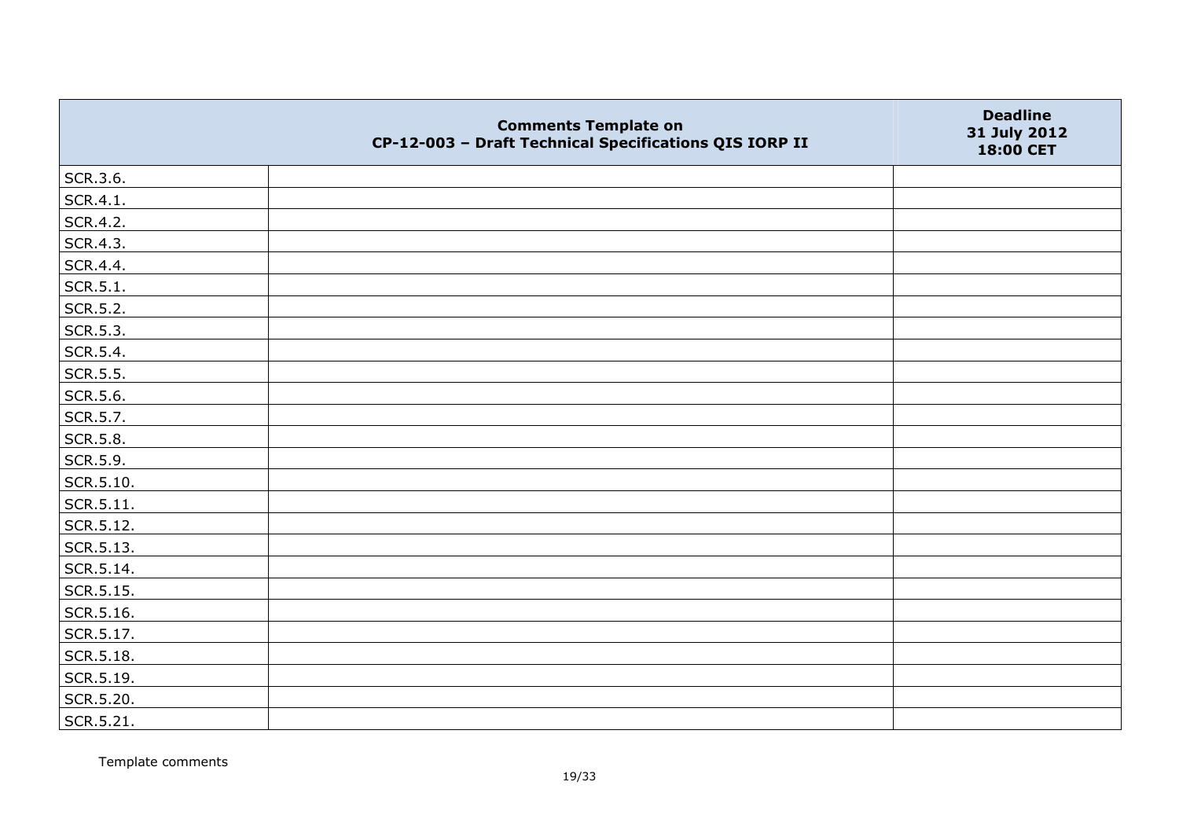| | Comments Template on CP-12-003 – Draft Technical Specifications QIS IORP II | Deadline 31 July 2012 18:00 CET |
|---|---|---|
| SCR.3.6. | | |
| SCR.4.1. | | |
| SCR.4.2. | | |
| SCR.4.3. | | |
| SCR.4.4. | | |
| SCR.5.1. | | |
| SCR.5.2. | | |
| SCR.5.3. | | |
| SCR.5.4. | | |
| SCR.5.5. | | |
| SCR.5.6. | | |
| SCR.5.7. | | |
| SCR.5.8. | | |
| SCR.5.9. | | |
| SCR.5.10. | | |
| SCR.5.11. | | |
| SCR.5.12. | | |
| SCR.5.13. | | |
| SCR.5.14. | | |
| SCR.5.15. | | |
| SCR.5.16. | | |
| SCR.5.17. | | |
| SCR.5.18. | | |
| SCR.5.19. | | |
| SCR.5.20. | | |
| SCR.5.21. | | |

Template comments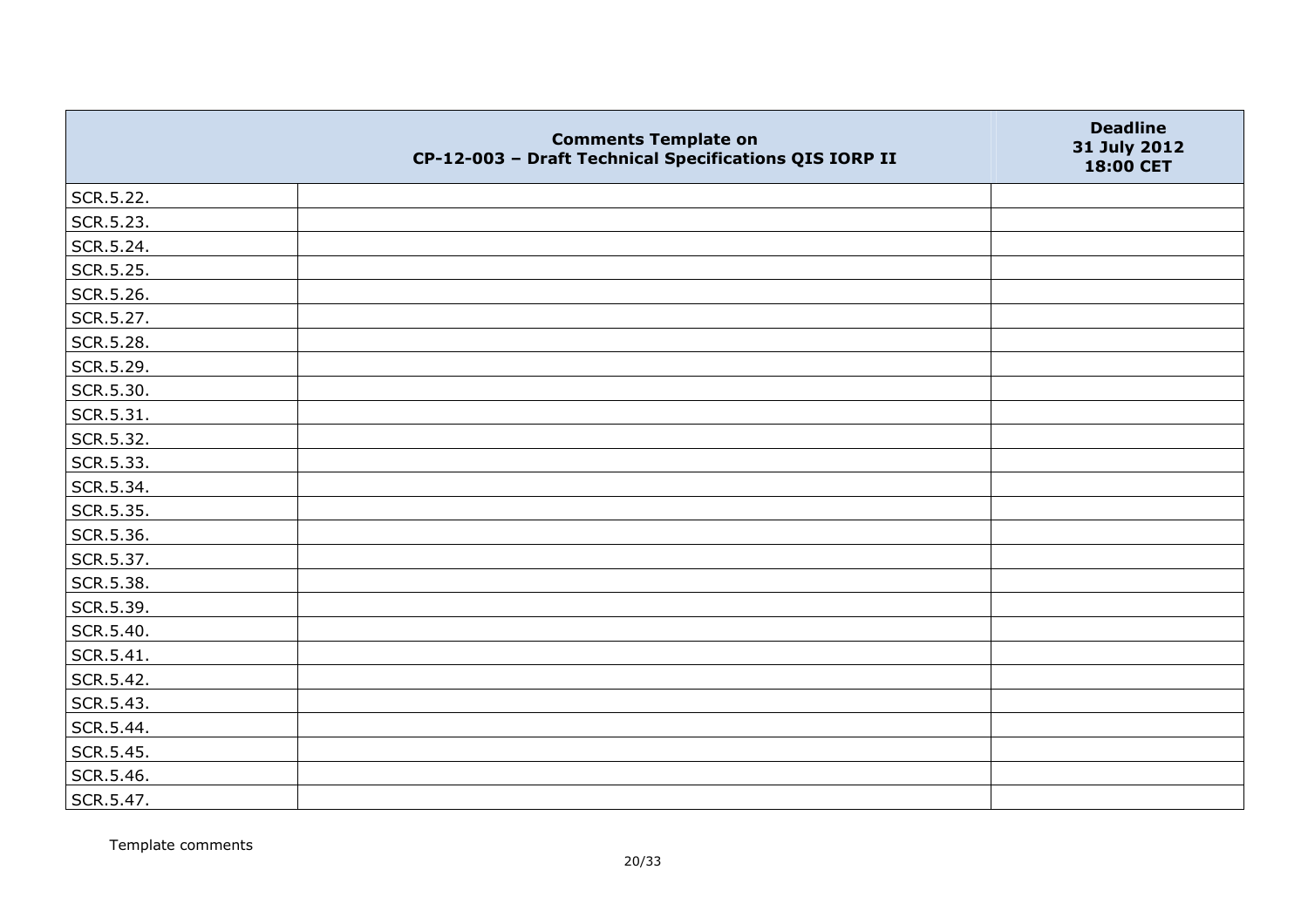| | Comments Template on CP-12-003 – Draft Technical Specifications QIS IORP II | Deadline 31 July 2012 18:00 CET |
|---|---|---|
| SCR.5.22. | | |
| SCR.5.23. | | |
| SCR.5.24. | | |
| SCR.5.25. | | |
| SCR.5.26. | | |
| SCR.5.27. | | |
| SCR.5.28. | | |
| SCR.5.29. | | |
| SCR.5.30. | | |
| SCR.5.31. | | |
| SCR.5.32. | | |
| SCR.5.33. | | |
| SCR.5.34. | | |
| SCR.5.35. | | |
| SCR.5.36. | | |
| SCR.5.37. | | |
| SCR.5.38. | | |
| SCR.5.39. | | |
| SCR.5.40. | | |
| SCR.5.41. | | |
| SCR.5.42. | | |
| SCR.5.43. | | |
| SCR.5.44. | | |
| SCR.5.45. | | |
| SCR.5.46. | | |
| SCR.5.47. | | |

Template comments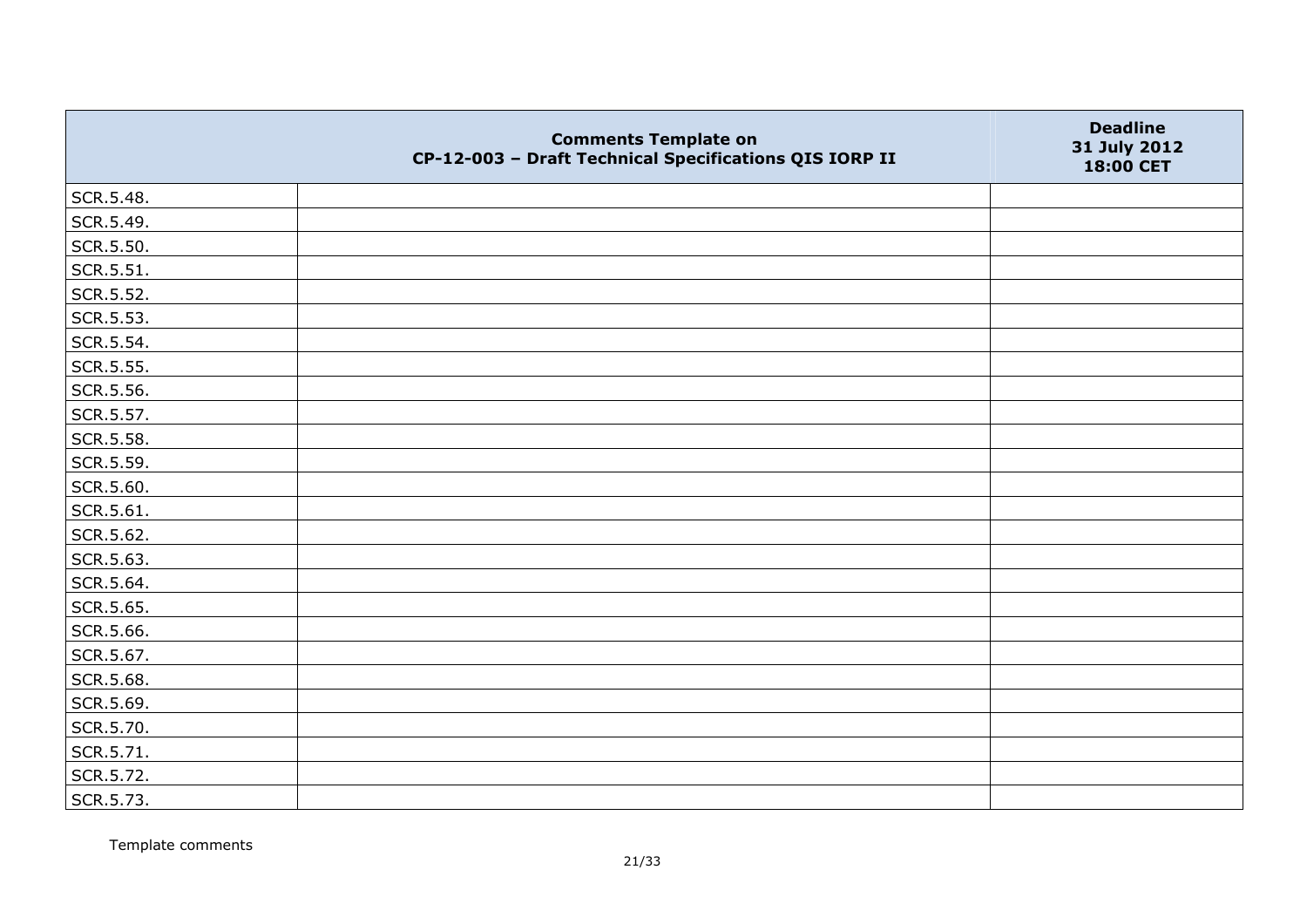|  | Comments Template on CP-12-003 – Draft Technical Specifications QIS IORP II | Deadline 31 July 2012 18:00 CET |
|---|---|---|
| SCR.5.48. | | |
| SCR.5.49. | | |
| SCR.5.50. | | |
| SCR.5.51. | | |
| SCR.5.52. | | |
| SCR.5.53. | | |
| SCR.5.54. | | |
| SCR.5.55. | | |
| SCR.5.56. | | |
| SCR.5.57. | | |
| SCR.5.58. | | |
| SCR.5.59. | | |
| SCR.5.60. | | |
| SCR.5.61. | | |
| SCR.5.62. | | |
| SCR.5.63. | | |
| SCR.5.64. | | |
| SCR.5.65. | | |
| SCR.5.66. | | |
| SCR.5.67. | | |
| SCR.5.68. | | |
| SCR.5.69. | | |
| SCR.5.70. | | |
| SCR.5.71. | | |
| SCR.5.72. | | |
| SCR.5.73. | | |

Template comments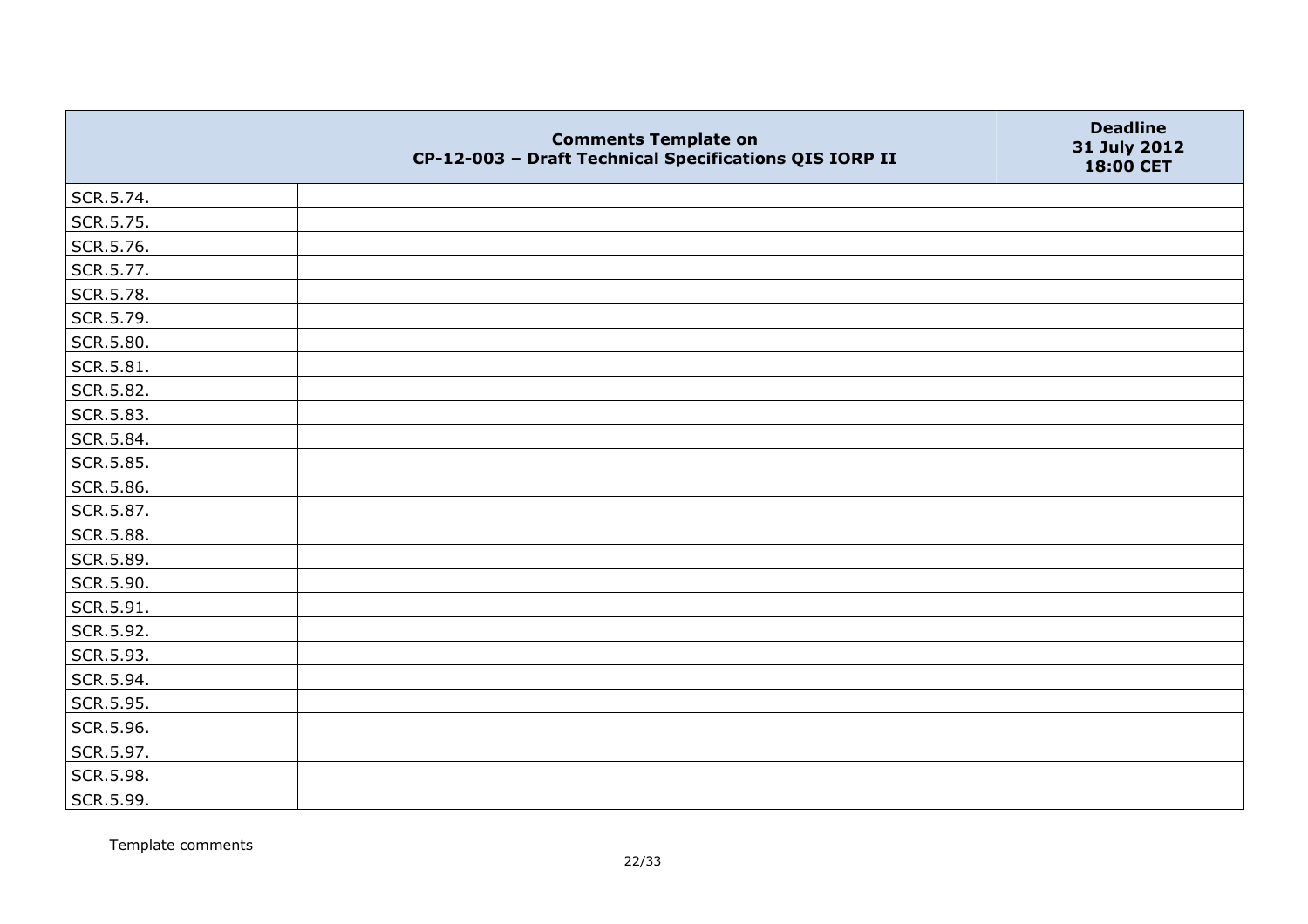|  | Comments Template on CP-12-003 – Draft Technical Specifications QIS IORP II | Deadline 31 July 2012 18:00 CET |
|---|---|---|
| SCR.5.74. |  |  |
| SCR.5.75. |  |  |
| SCR.5.76. |  |  |
| SCR.5.77. |  |  |
| SCR.5.78. |  |  |
| SCR.5.79. |  |  |
| SCR.5.80. |  |  |
| SCR.5.81. |  |  |
| SCR.5.82. |  |  |
| SCR.5.83. |  |  |
| SCR.5.84. |  |  |
| SCR.5.85. |  |  |
| SCR.5.86. |  |  |
| SCR.5.87. |  |  |
| SCR.5.88. |  |  |
| SCR.5.89. |  |  |
| SCR.5.90. |  |  |
| SCR.5.91. |  |  |
| SCR.5.92. |  |  |
| SCR.5.93. |  |  |
| SCR.5.94. |  |  |
| SCR.5.95. |  |  |
| SCR.5.96. |  |  |
| SCR.5.97. |  |  |
| SCR.5.98. |  |  |
| SCR.5.99. |  |  |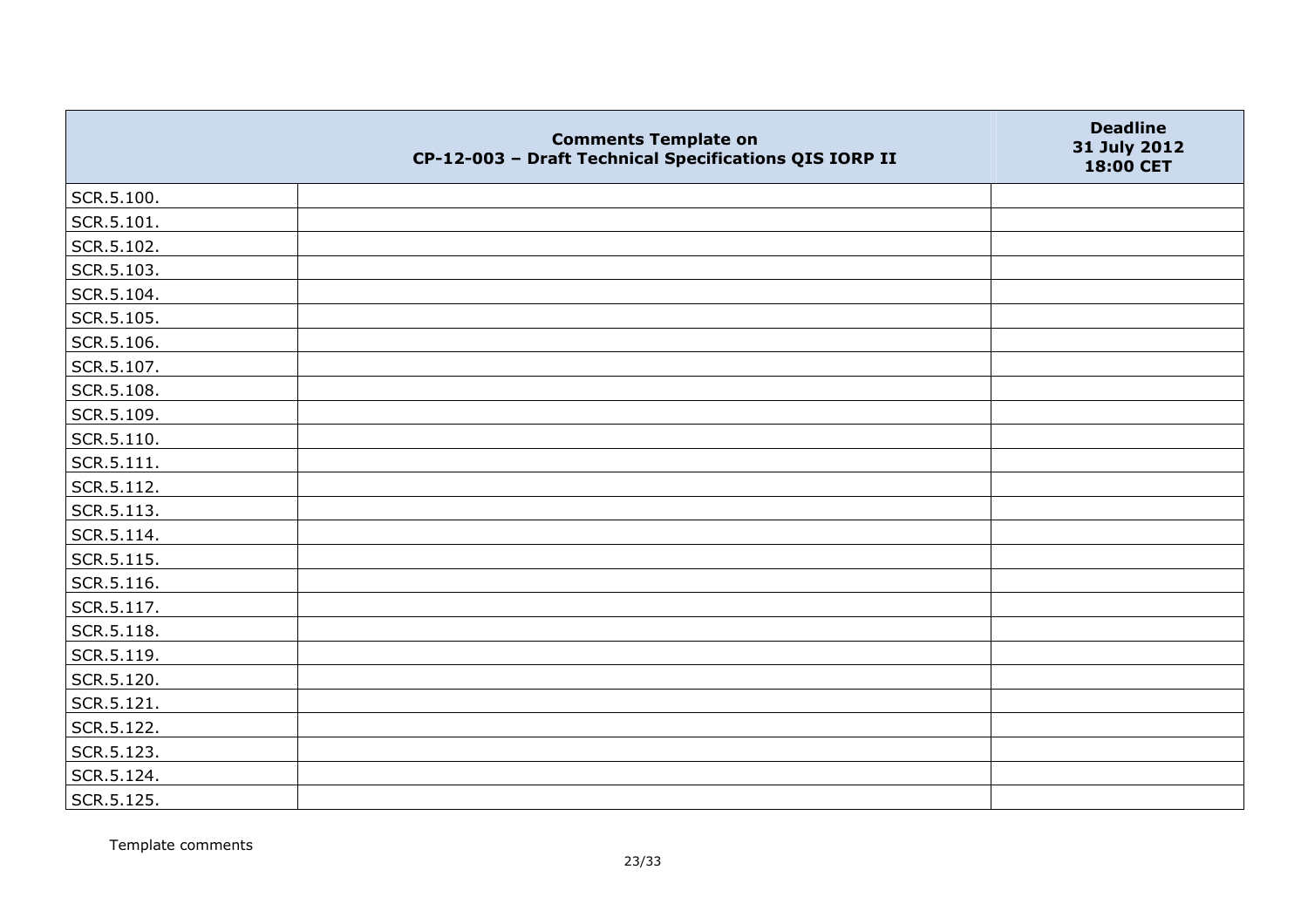| | Comments Template on CP-12-003 – Draft Technical Specifications QIS IORP II | Deadline 31 July 2012 18:00 CET |
|---|---|---|
| SCR.5.100. | | |
| SCR.5.101. | | |
| SCR.5.102. | | |
| SCR.5.103. | | |
| SCR.5.104. | | |
| SCR.5.105. | | |
| SCR.5.106. | | |
| SCR.5.107. | | |
| SCR.5.108. | | |
| SCR.5.109. | | |
| SCR.5.110. | | |
| SCR.5.111. | | |
| SCR.5.112. | | |
| SCR.5.113. | | |
| SCR.5.114. | | |
| SCR.5.115. | | |
| SCR.5.116. | | |
| SCR.5.117. | | |
| SCR.5.118. | | |
| SCR.5.119. | | |
| SCR.5.120. | | |
| SCR.5.121. | | |
| SCR.5.122. | | |
| SCR.5.123. | | |
| SCR.5.124. | | |
| SCR.5.125. | | |

Template comments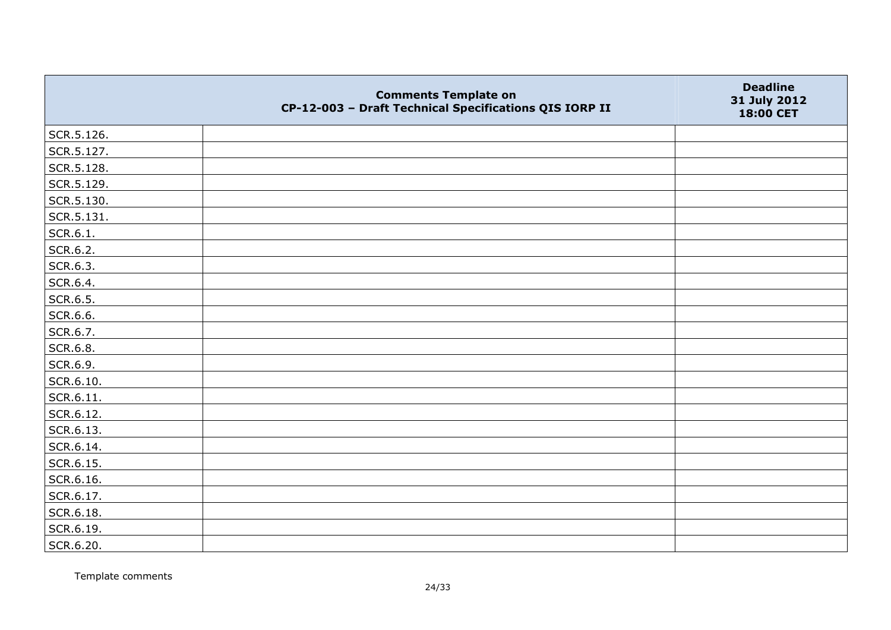| | Comments Template on CP-12-003 – Draft Technical Specifications QIS IORP II | Deadline 31 July 2012 18:00 CET |
|---|---|---|
| SCR.5.126. | | |
| SCR.5.127. | | |
| SCR.5.128. | | |
| SCR.5.129. | | |
| SCR.5.130. | | |
| SCR.5.131. | | |
| SCR.6.1. | | |
| SCR.6.2. | | |
| SCR.6.3. | | |
| SCR.6.4. | | |
| SCR.6.5. | | |
| SCR.6.6. | | |
| SCR.6.7. | | |
| SCR.6.8. | | |
| SCR.6.9. | | |
| SCR.6.10. | | |
| SCR.6.11. | | |
| SCR.6.12. | | |
| SCR.6.13. | | |
| SCR.6.14. | | |
| SCR.6.15. | | |
| SCR.6.16. | | |
| SCR.6.17. | | |
| SCR.6.18. | | |
| SCR.6.19. | | |
| SCR.6.20. | | |

Template comments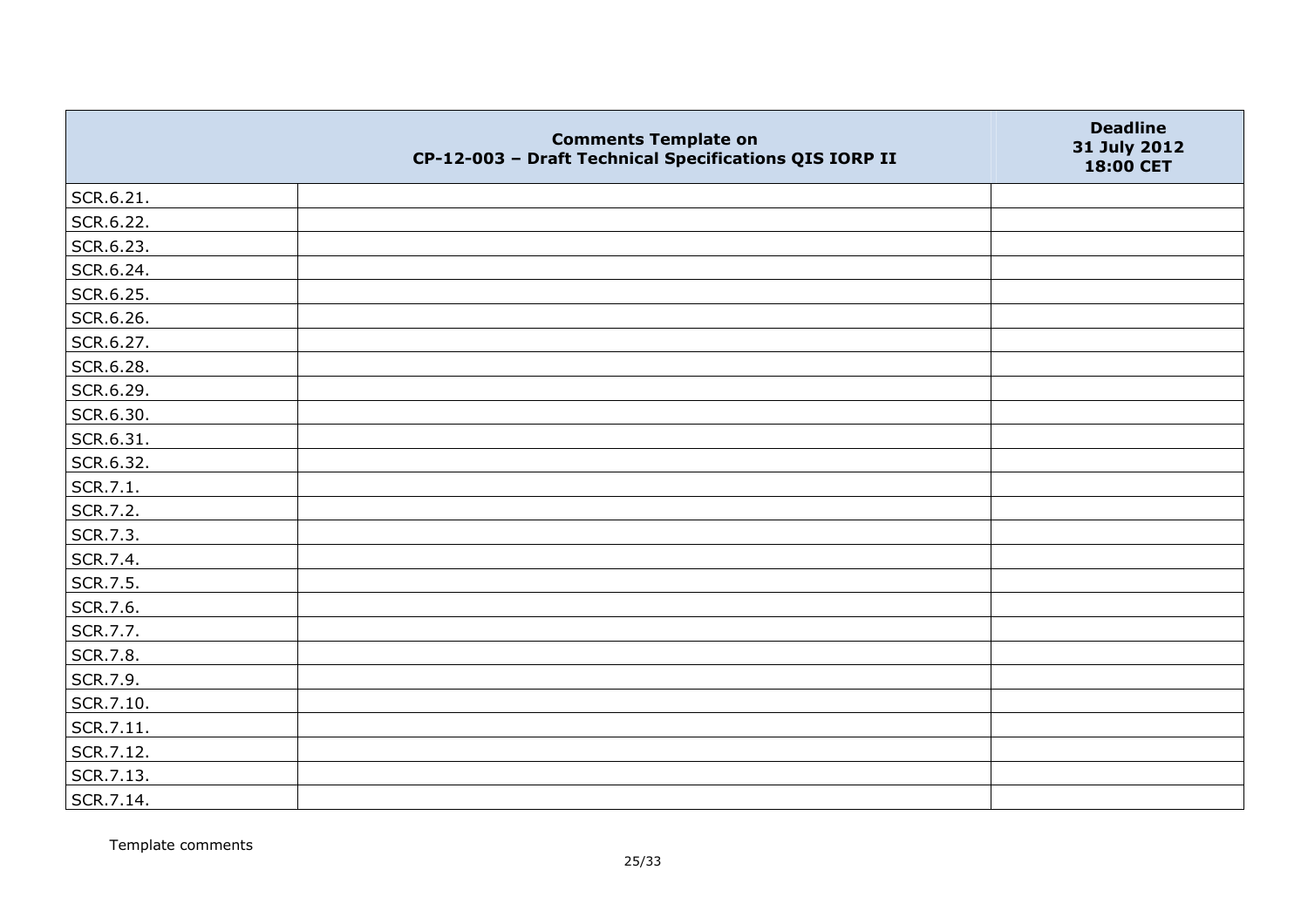|  | Comments Template on CP-12-003 – Draft Technical Specifications QIS IORP II | Deadline 31 July 2012 18:00 CET |
|---|---|---|
| SCR.6.21. |  |  |
| SCR.6.22. |  |  |
| SCR.6.23. |  |  |
| SCR.6.24. |  |  |
| SCR.6.25. |  |  |
| SCR.6.26. |  |  |
| SCR.6.27. |  |  |
| SCR.6.28. |  |  |
| SCR.6.29. |  |  |
| SCR.6.30. |  |  |
| SCR.6.31. |  |  |
| SCR.6.32. |  |  |
| SCR.7.1. |  |  |
| SCR.7.2. |  |  |
| SCR.7.3. |  |  |
| SCR.7.4. |  |  |
| SCR.7.5. |  |  |
| SCR.7.6. |  |  |
| SCR.7.7. |  |  |
| SCR.7.8. |  |  |
| SCR.7.9. |  |  |
| SCR.7.10. |  |  |
| SCR.7.11. |  |  |
| SCR.7.12. |  |  |
| SCR.7.13. |  |  |
| SCR.7.14. |  |  |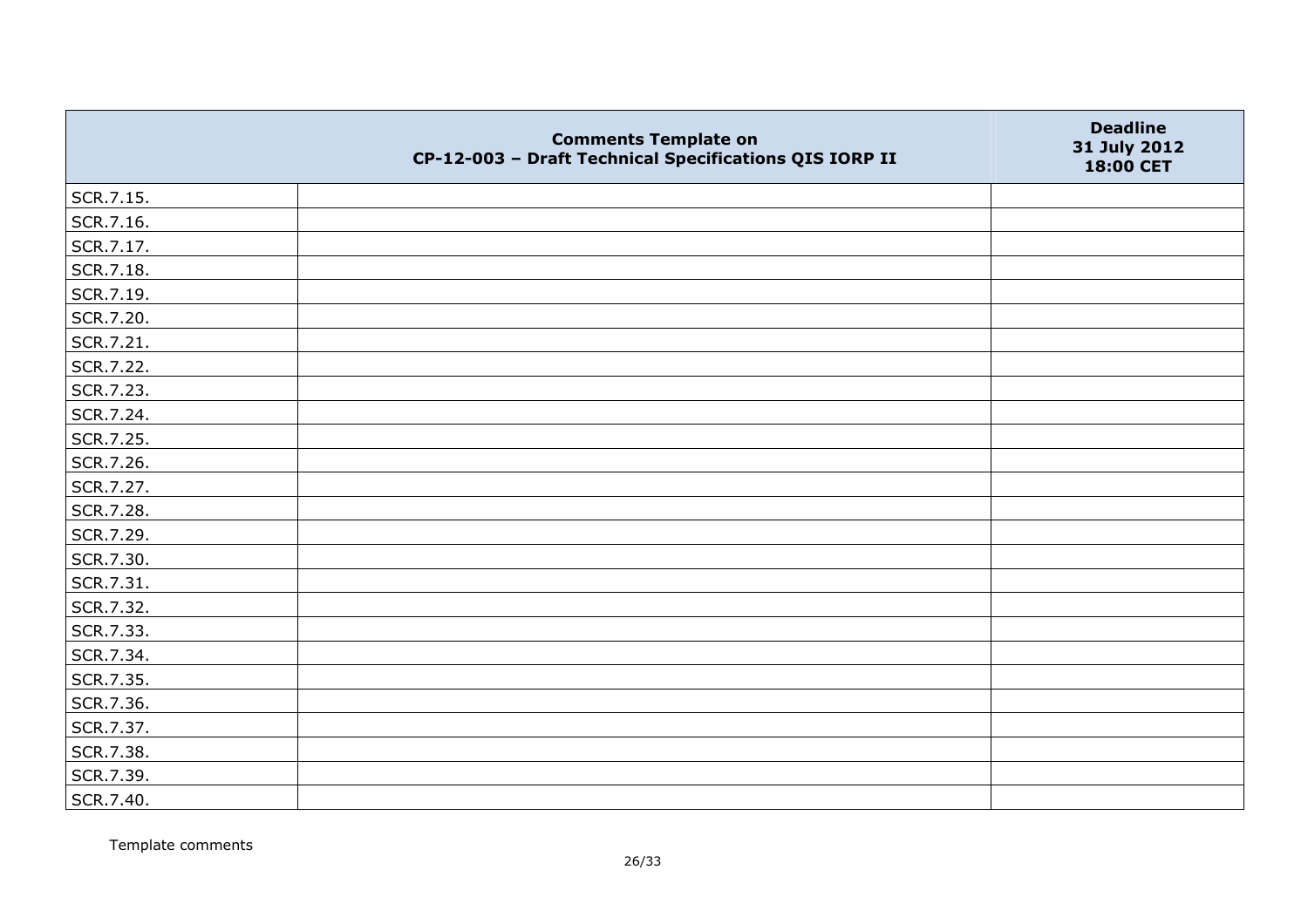|  | Comments Template on<br>CP-12-003 – Draft Technical Specifications QIS IORP II | Deadline<br>31 July 2012<br>18:00 CET |
|---|---|---|
| SCR.7.15. |  |  |
| SCR.7.16. |  |  |
| SCR.7.17. |  |  |
| SCR.7.18. |  |  |
| SCR.7.19. |  |  |
| SCR.7.20. |  |  |
| SCR.7.21. |  |  |
| SCR.7.22. |  |  |
| SCR.7.23. |  |  |
| SCR.7.24. |  |  |
| SCR.7.25. |  |  |
| SCR.7.26. |  |  |
| SCR.7.27. |  |  |
| SCR.7.28. |  |  |
| SCR.7.29. |  |  |
| SCR.7.30. |  |  |
| SCR.7.31. |  |  |
| SCR.7.32. |  |  |
| SCR.7.33. |  |  |
| SCR.7.34. |  |  |
| SCR.7.35. |  |  |
| SCR.7.36. |  |  |
| SCR.7.37. |  |  |
| SCR.7.38. |  |  |
| SCR.7.39. |  |  |
| SCR.7.40. |  |  |

Template comments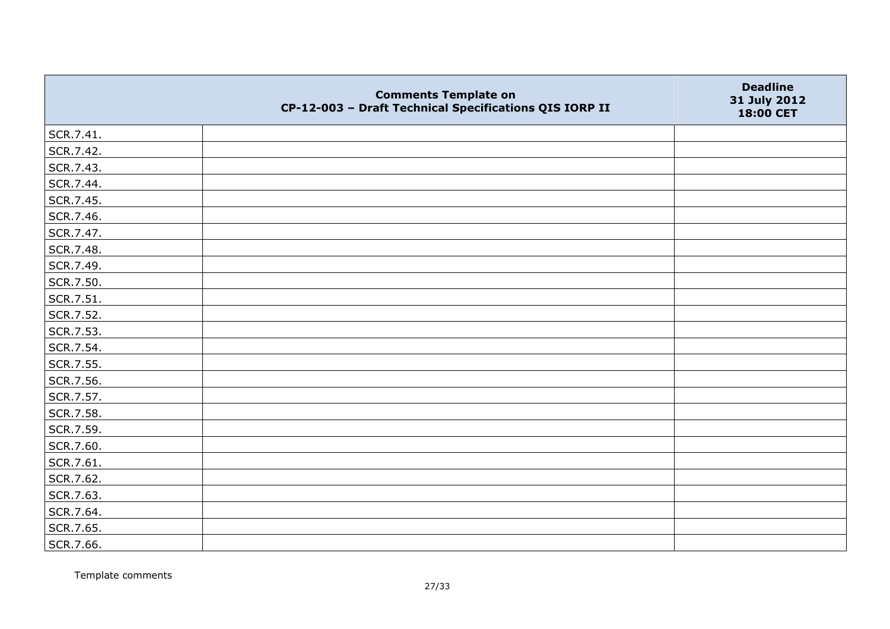|  | Comments Template on CP-12-003 – Draft Technical Specifications QIS IORP II | Deadline 31 July 2012 18:00 CET |
|---|---|---|
| SCR.7.41. |  |  |
| SCR.7.42. |  |  |
| SCR.7.43. |  |  |
| SCR.7.44. |  |  |
| SCR.7.45. |  |  |
| SCR.7.46. |  |  |
| SCR.7.47. |  |  |
| SCR.7.48. |  |  |
| SCR.7.49. |  |  |
| SCR.7.50. |  |  |
| SCR.7.51. |  |  |
| SCR.7.52. |  |  |
| SCR.7.53. |  |  |
| SCR.7.54. |  |  |
| SCR.7.55. |  |  |
| SCR.7.56. |  |  |
| SCR.7.57. |  |  |
| SCR.7.58. |  |  |
| SCR.7.59. |  |  |
| SCR.7.60. |  |  |
| SCR.7.61. |  |  |
| SCR.7.62. |  |  |
| SCR.7.63. |  |  |
| SCR.7.64. |  |  |
| SCR.7.65. |  |  |
| SCR.7.66. |  |  |

Template comments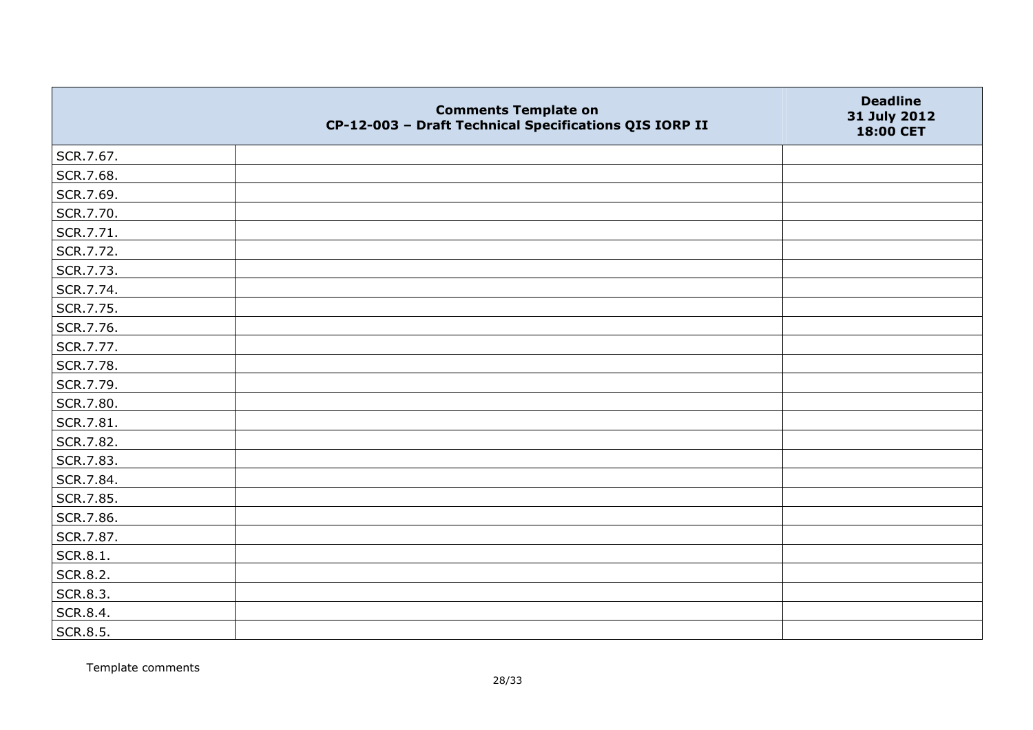|  | **Comments Template on CP-12-003 – Draft Technical Specifications QIS IORP II** | **Deadline 31 July 2012 18:00 CET** |
|---|---|---|
| SCR.7.67. |  |  |
| SCR.7.68. |  |  |
| SCR.7.69. |  |  |
| SCR.7.70. |  |  |
| SCR.7.71. |  |  |
| SCR.7.72. |  |  |
| SCR.7.73. |  |  |
| SCR.7.74. |  |  |
| SCR.7.75. |  |  |
| SCR.7.76. |  |  |
| SCR.7.77. |  |  |
| SCR.7.78. |  |  |
| SCR.7.79. |  |  |
| SCR.7.80. |  |  |
| SCR.7.81. |  |  |
| SCR.7.82. |  |  |
| SCR.7.83. |  |  |
| SCR.7.84. |  |  |
| SCR.7.85. |  |  |
| SCR.7.86. |  |  |
| SCR.7.87. |  |  |
| SCR.8.1. |  |  |
| SCR.8.2. |  |  |
| SCR.8.3. |  |  |
| SCR.8.4. |  |  |
| SCR.8.5. |  |  |

Template comments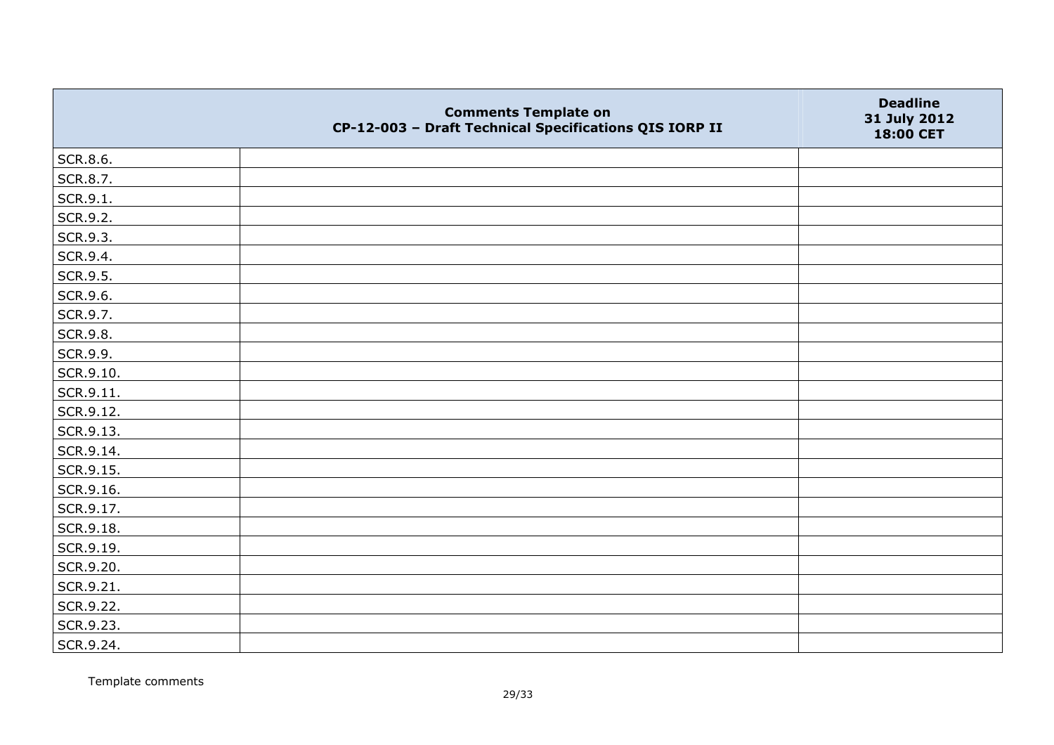| | Comments Template on CP-12-003 – Draft Technical Specifications QIS IORP II | Deadline 31 July 2012 18:00 CET |
|---|---|---|
| SCR.8.6. | | |
| SCR.8.7. | | |
| SCR.9.1. | | |
| SCR.9.2. | | |
| SCR.9.3. | | |
| SCR.9.4. | | |
| SCR.9.5. | | |
| SCR.9.6. | | |
| SCR.9.7. | | |
| SCR.9.8. | | |
| SCR.9.9. | | |
| SCR.9.10. | | |
| SCR.9.11. | | |
| SCR.9.12. | | |
| SCR.9.13. | | |
| SCR.9.14. | | |
| SCR.9.15. | | |
| SCR.9.16. | | |
| SCR.9.17. | | |
| SCR.9.18. | | |
| SCR.9.19. | | |
| SCR.9.20. | | |
| SCR.9.21. | | |
| SCR.9.22. | | |
| SCR.9.23. | | |
| SCR.9.24. | | |

Template comments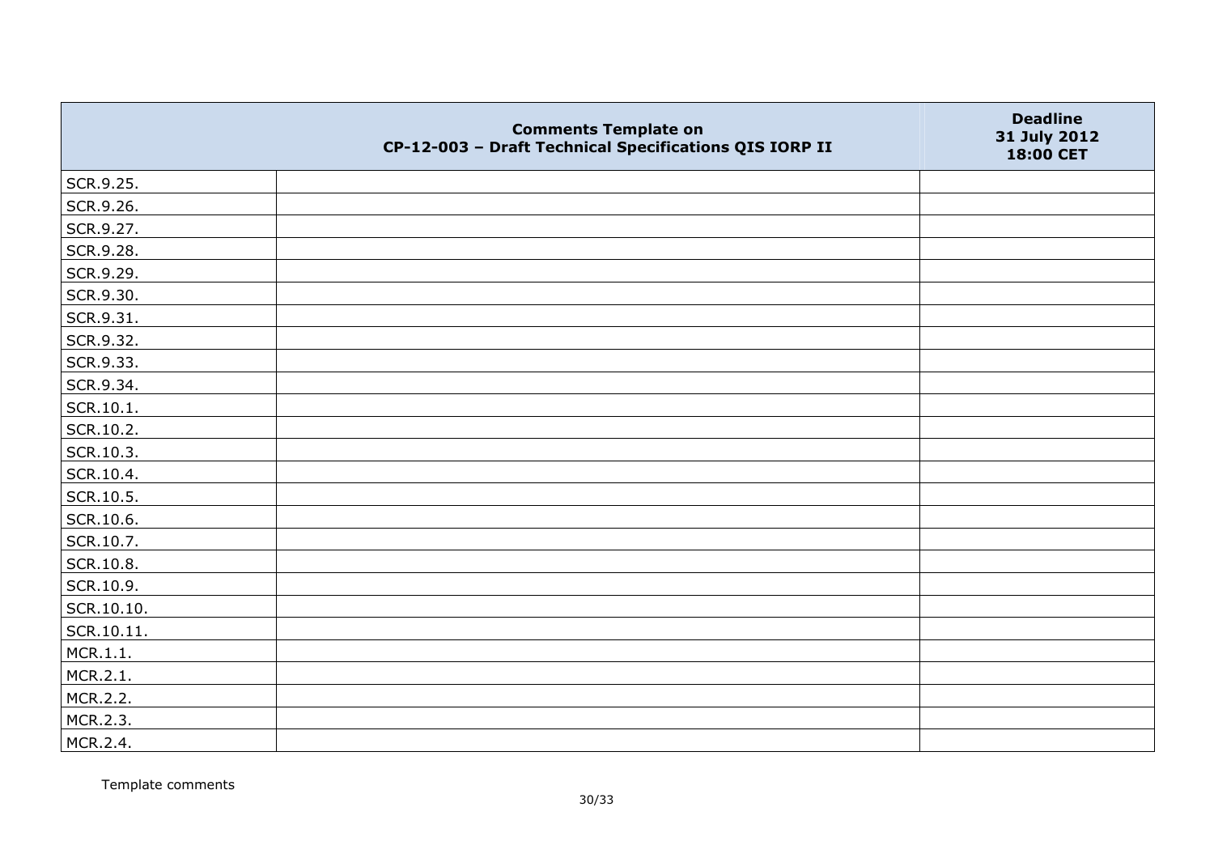| | Comments Template on CP-12-003 – Draft Technical Specifications QIS IORP II | Deadline 31 July 2012 18:00 CET |
|---|---|---|
| SCR.9.25. | | |
| SCR.9.26. | | |
| SCR.9.27. | | |
| SCR.9.28. | | |
| SCR.9.29. | | |
| SCR.9.30. | | |
| SCR.9.31. | | |
| SCR.9.32. | | |
| SCR.9.33. | | |
| SCR.9.34. | | |
| SCR.10.1. | | |
| SCR.10.2. | | |
| SCR.10.3. | | |
| SCR.10.4. | | |
| SCR.10.5. | | |
| SCR.10.6. | | |
| SCR.10.7. | | |
| SCR.10.8. | | |
| SCR.10.9. | | |
| SCR.10.10. | | |
| SCR.10.11. | | |
| MCR.1.1. | | |
| MCR.2.1. | | |
| MCR.2.2. | | |
| MCR.2.3. | | |
| MCR.2.4. | | |

Template comments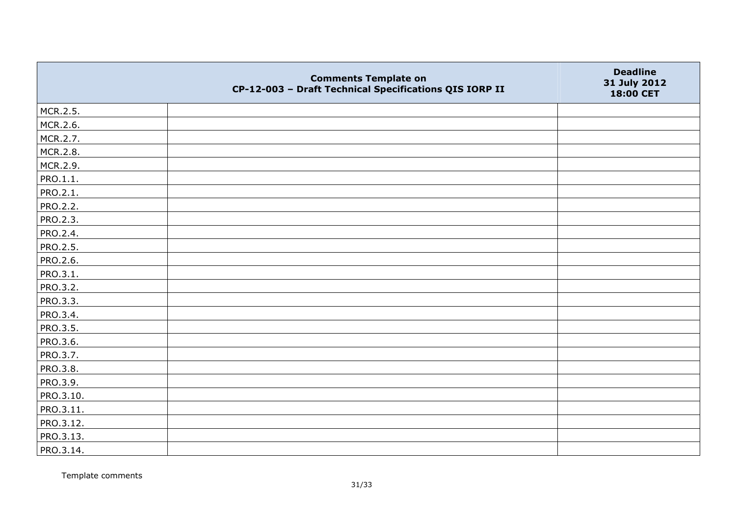| | Comments Template on CP-12-003 – Draft Technical Specifications QIS IORP II | Deadline 31 July 2012 18:00 CET |
|---|---|---|
| MCR.2.5. | | |
| MCR.2.6. | | |
| MCR.2.7. | | |
| MCR.2.8. | | |
| MCR.2.9. | | |
| PRO.1.1. | | |
| PRO.2.1. | | |
| PRO.2.2. | | |
| PRO.2.3. | | |
| PRO.2.4. | | |
| PRO.2.5. | | |
| PRO.2.6. | | |
| PRO.3.1. | | |
| PRO.3.2. | | |
| PRO.3.3. | | |
| PRO.3.4. | | |
| PRO.3.5. | | |
| PRO.3.6. | | |
| PRO.3.7. | | |
| PRO.3.8. | | |
| PRO.3.9. | | |
| PRO.3.10. | | |
| PRO.3.11. | | |
| PRO.3.12. | | |
| PRO.3.13. | | |
| PRO.3.14. | | |

Template comments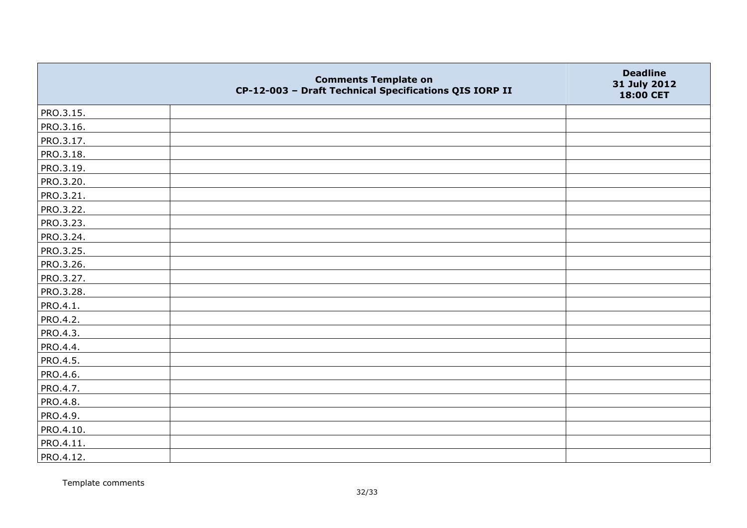|  | Comments Template on CP-12-003 – Draft Technical Specifications QIS IORP II | Deadline 31 July 2012 18:00 CET |
|---|---|---|
| PRO.3.15. |  |  |
| PRO.3.16. |  |  |
| PRO.3.17. |  |  |
| PRO.3.18. |  |  |
| PRO.3.19. |  |  |
| PRO.3.20. |  |  |
| PRO.3.21. |  |  |
| PRO.3.22. |  |  |
| PRO.3.23. |  |  |
| PRO.3.24. |  |  |
| PRO.3.25. |  |  |
| PRO.3.26. |  |  |
| PRO.3.27. |  |  |
| PRO.3.28. |  |  |
| PRO.4.1. |  |  |
| PRO.4.2. |  |  |
| PRO.4.3. |  |  |
| PRO.4.4. |  |  |
| PRO.4.5. |  |  |
| PRO.4.6. |  |  |
| PRO.4.7. |  |  |
| PRO.4.8. |  |  |
| PRO.4.9. |  |  |
| PRO.4.10. |  |  |
| PRO.4.11. |  |  |
| PRO.4.12. |  |  |

Template comments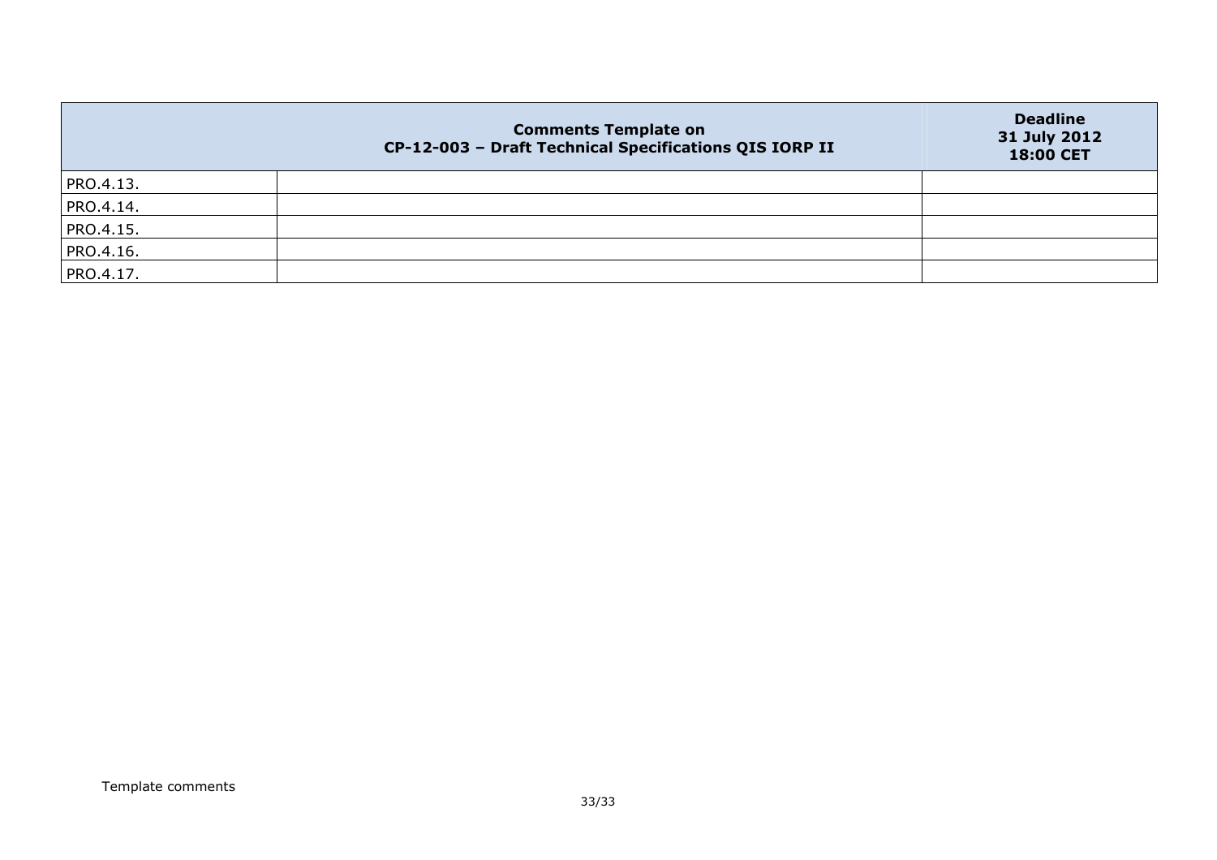| | Comments Template on<br>CP-12-003 – Draft Technical Specifications QIS IORP II | Deadline<br>31 July 2012<br>18:00 CET |
|---|---|---|
| PRO.4.13. | | |
| PRO.4.14. | | |
| PRO.4.15. | | |
| PRO.4.16. | | |
| PRO.4.17. | | |

Template comments